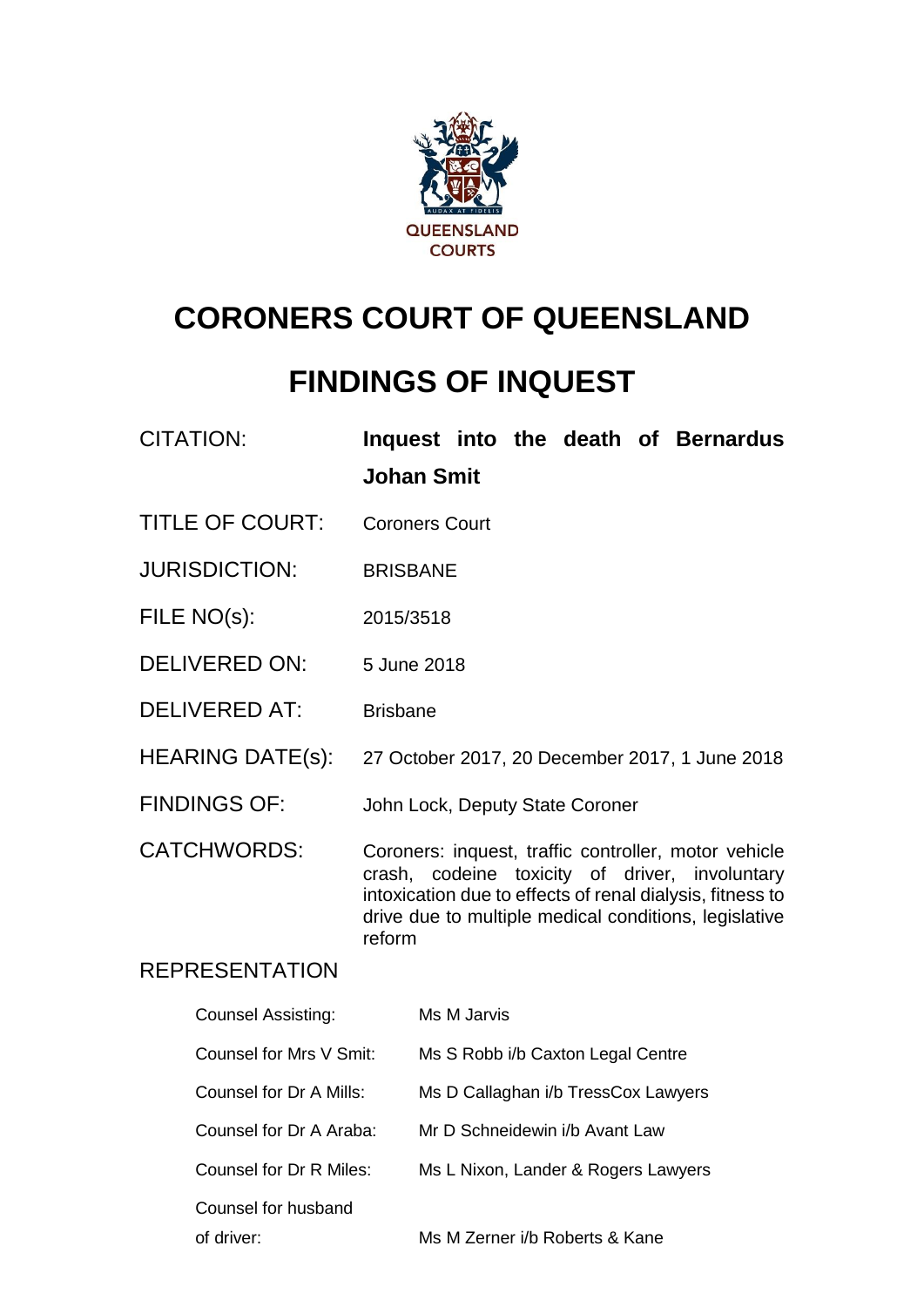QUEENSLAND COURTS

# CORONERS COURT OF QUEENSLAND

# FINDINGS OF INQUEST

| | |
|---|---|
| CITATION: | **Inquest into the death of Bernardus Johan Smit** |
| TITLE OF COURT: | Coroners Court |
| JURISDICTION: | BRISBANE |
| FILE NO(s): | 2015/3518 |
| DELIVERED ON: | 5 June 2018 |
| DELIVERED AT: | Brisbane |
| HEARING DATE(s): | 27 October 2017, 20 December 2017, 1 June 2018 |
| FINDINGS OF: | John Lock, Deputy State Coroner |
| CATCHWORDS: | Coroners: inquest, traffic controller, motor vehicle crash, codeine toxicity of driver, involuntary intoxication due to effects of renal dialysis, fitness to drive due to multiple medical conditions, legislative reform |

## REPRESENTATION

| | |
|---|---|
| Counsel Assisting: | Ms M Jarvis |
| Counsel for Mrs V Smit: | Ms S Robb i/b Caxton Legal Centre |
| Counsel for Dr A Mills: | Ms D Callaghan i/b TressCox Lawyers |
| Counsel for Dr A Araba: | Mr D Schneidewin i/b Avant Law |
| Counsel for Dr R Miles: | Ms L Nixon, Lander & Rogers Lawyers |
| Counsel for husband of driver: | Ms M Zerner i/b Roberts & Kane |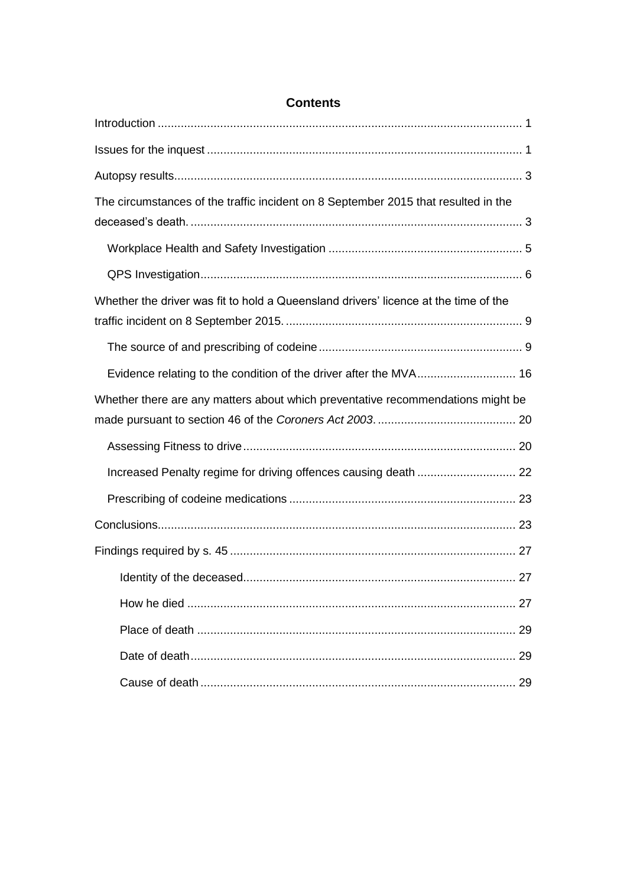# Contents

Introduction ............................................................................................................. 1

Issues for the inquest ............................................................................................... 1

Autopsy results......................................................................................................... 3

The circumstances of the traffic incident on 8 September 2015 that resulted in the deceased's death. ..................................................................................................... 3

- Workplace Health and Safety Investigation ........................................................... 5
- QPS Investigation................................................................................................. 6

Whether the driver was fit to hold a Queensland drivers' licence at the time of the traffic incident on 8 September 2015. ....................................................................... 9

- The source of and prescribing of codeine .............................................................. 9
- Evidence relating to the condition of the driver after the MVA.............................. 16

Whether there are any matters about which preventative recommendations might be made pursuant to section 46 of the *Coroners Act 2003*. .......................................... 20

- Assessing Fitness to drive.................................................................................. 20
- Increased Penalty regime for driving offences causing death .............................. 22
- Prescribing of codeine medications ..................................................................... 23

Conclusions............................................................................................................ 23

Findings required by s. 45 ...................................................................................... 27

- Identity of the deceased.................................................................................. 27
- How he died ................................................................................................... 27
- Place of death ................................................................................................ 29
- Date of death.................................................................................................. 29
- Cause of death ............................................................................................... 29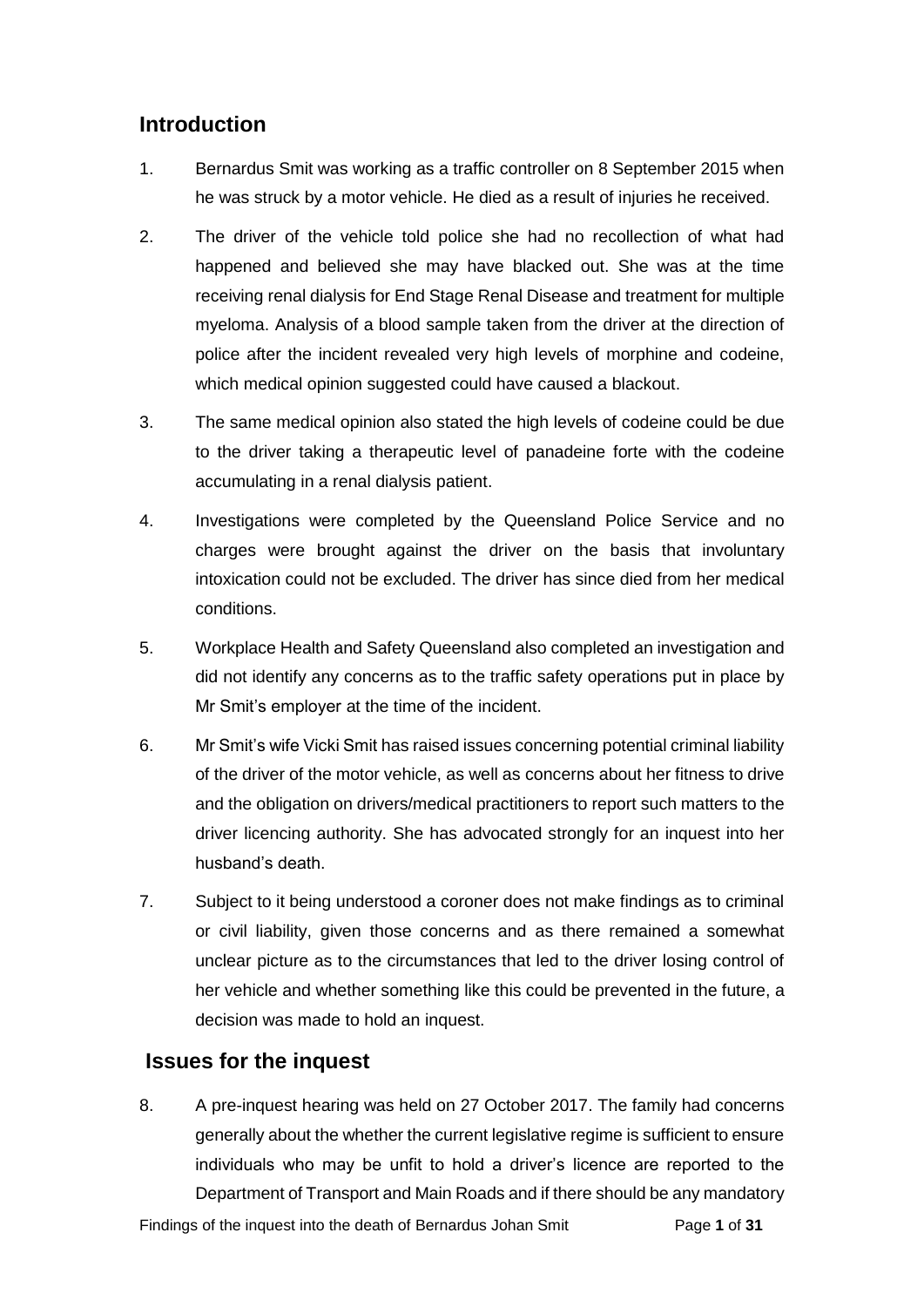## Introduction

1. Bernardus Smit was working as a traffic controller on 8 September 2015 when he was struck by a motor vehicle. He died as a result of injuries he received.

2. The driver of the vehicle told police she had no recollection of what had happened and believed she may have blacked out. She was at the time receiving renal dialysis for End Stage Renal Disease and treatment for multiple myeloma. Analysis of a blood sample taken from the driver at the direction of police after the incident revealed very high levels of morphine and codeine, which medical opinion suggested could have caused a blackout.

3. The same medical opinion also stated the high levels of codeine could be due to the driver taking a therapeutic level of panadeine forte with the codeine accumulating in a renal dialysis patient.

4. Investigations were completed by the Queensland Police Service and no charges were brought against the driver on the basis that involuntary intoxication could not be excluded. The driver has since died from her medical conditions.

5. Workplace Health and Safety Queensland also completed an investigation and did not identify any concerns as to the traffic safety operations put in place by Mr Smit's employer at the time of the incident.

6. Mr Smit's wife Vicki Smit has raised issues concerning potential criminal liability of the driver of the motor vehicle, as well as concerns about her fitness to drive and the obligation on drivers/medical practitioners to report such matters to the driver licencing authority. She has advocated strongly for an inquest into her husband's death.

7. Subject to it being understood a coroner does not make findings as to criminal or civil liability, given those concerns and as there remained a somewhat unclear picture as to the circumstances that led to the driver losing control of her vehicle and whether something like this could be prevented in the future, a decision was made to hold an inquest.

## Issues for the inquest

8. A pre-inquest hearing was held on 27 October 2017. The family had concerns generally about the whether the current legislative regime is sufficient to ensure individuals who may be unfit to hold a driver's licence are reported to the Department of Transport and Main Roads and if there should be any mandatory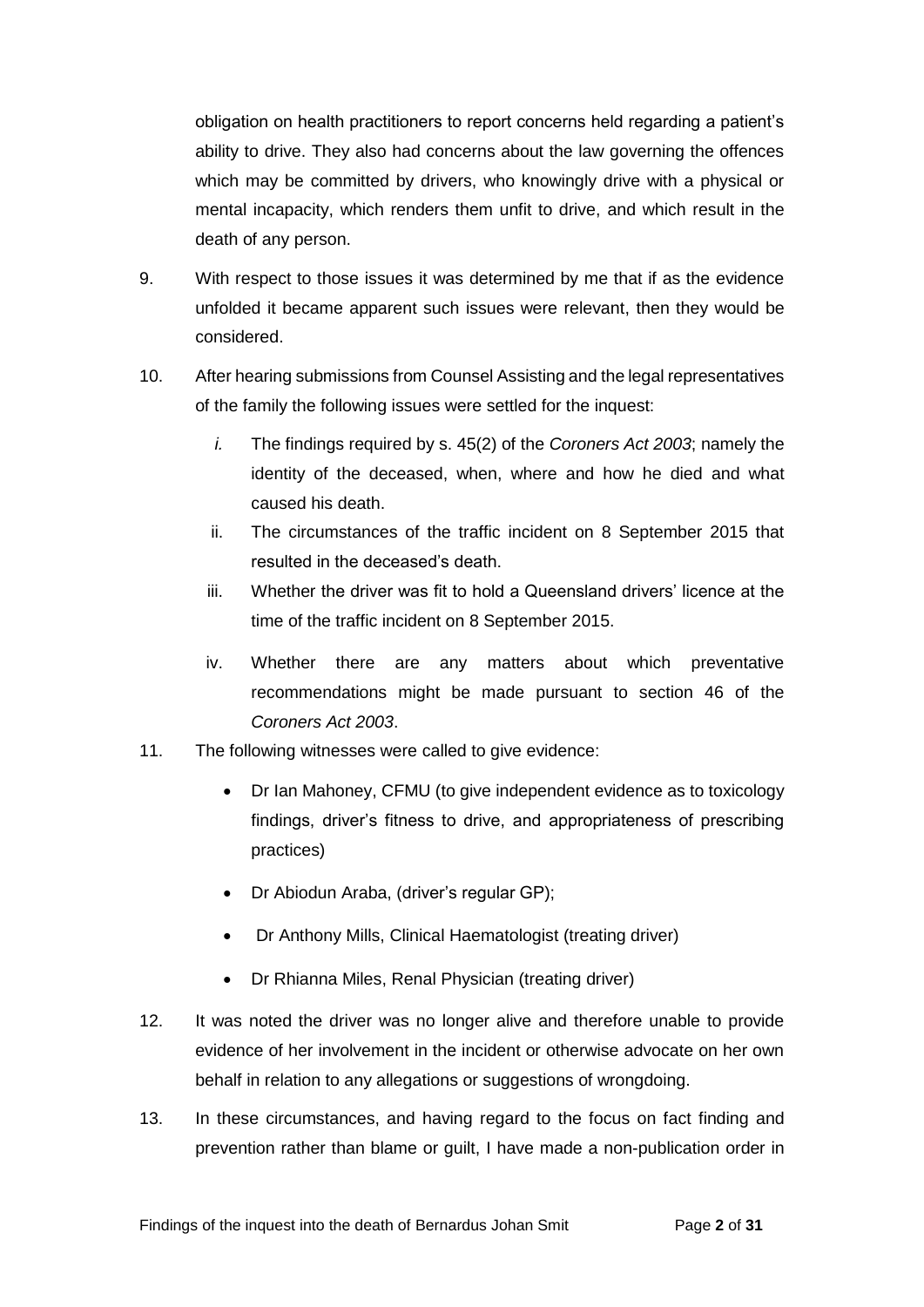obligation on health practitioners to report concerns held regarding a patient's ability to drive. They also had concerns about the law governing the offences which may be committed by drivers, who knowingly drive with a physical or mental incapacity, which renders them unfit to drive, and which result in the death of any person.

9. With respect to those issues it was determined by me that if as the evidence unfolded it became apparent such issues were relevant, then they would be considered.

10. After hearing submissions from Counsel Assisting and the legal representatives of the family the following issues were settled for the inquest:

    *i.* The findings required by s. 45(2) of the *Coroners Act 2003*; namely the identity of the deceased, when, where and how he died and what caused his death.

    ii. The circumstances of the traffic incident on 8 September 2015 that resulted in the deceased's death.

    iii. Whether the driver was fit to hold a Queensland drivers' licence at the time of the traffic incident on 8 September 2015.

    iv. Whether there are any matters about which preventative recommendations might be made pursuant to section 46 of the *Coroners Act 2003*.

11. The following witnesses were called to give evidence:

    - Dr Ian Mahoney, CFMU (to give independent evidence as to toxicology findings, driver's fitness to drive, and appropriateness of prescribing practices)
    - Dr Abiodun Araba, (driver's regular GP);
    - Dr Anthony Mills, Clinical Haematologist (treating driver)
    - Dr Rhianna Miles, Renal Physician (treating driver)

12. It was noted the driver was no longer alive and therefore unable to provide evidence of her involvement in the incident or otherwise advocate on her own behalf in relation to any allegations or suggestions of wrongdoing.

13. In these circumstances, and having regard to the focus on fact finding and prevention rather than blame or guilt, I have made a non-publication order in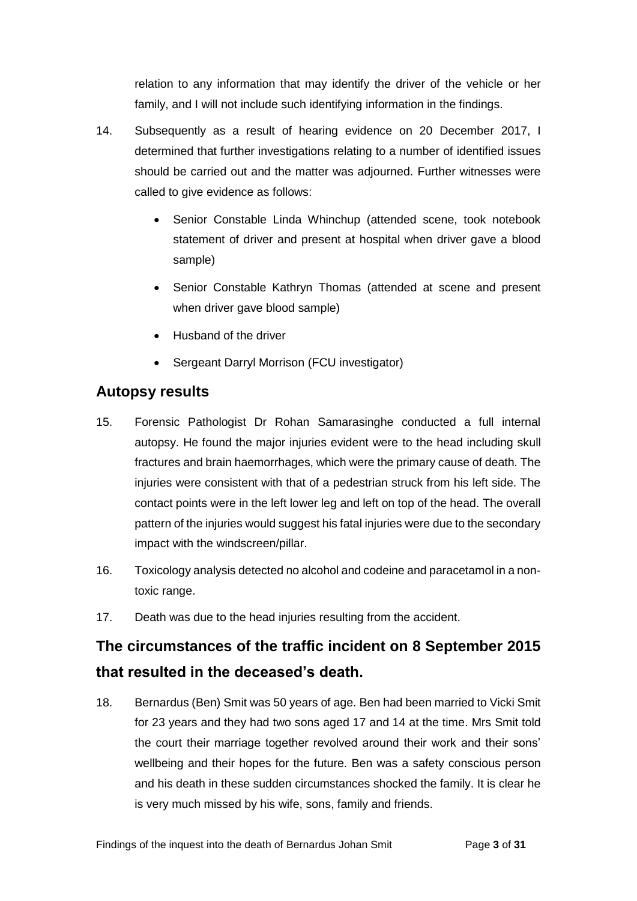relation to any information that may identify the driver of the vehicle or her family, and I will not include such identifying information in the findings.

14. Subsequently as a result of hearing evidence on 20 December 2017, I determined that further investigations relating to a number of identified issues should be carried out and the matter was adjourned. Further witnesses were called to give evidence as follows:

    - Senior Constable Linda Whinchup (attended scene, took notebook statement of driver and present at hospital when driver gave a blood sample)
    - Senior Constable Kathryn Thomas (attended at scene and present when driver gave blood sample)
    - Husband of the driver
    - Sergeant Darryl Morrison (FCU investigator)

## Autopsy results

15. Forensic Pathologist Dr Rohan Samarasinghe conducted a full internal autopsy. He found the major injuries evident were to the head including skull fractures and brain haemorrhages, which were the primary cause of death. The injuries were consistent with that of a pedestrian struck from his left side. The contact points were in the left lower leg and left on top of the head. The overall pattern of the injuries would suggest his fatal injuries were due to the secondary impact with the windscreen/pillar.

16. Toxicology analysis detected no alcohol and codeine and paracetamol in a non-toxic range.

17. Death was due to the head injuries resulting from the accident.

## The circumstances of the traffic incident on 8 September 2015 that resulted in the deceased's death.

18. Bernardus (Ben) Smit was 50 years of age. Ben had been married to Vicki Smit for 23 years and they had two sons aged 17 and 14 at the time. Mrs Smit told the court their marriage together revolved around their work and their sons' wellbeing and their hopes for the future. Ben was a safety conscious person and his death in these sudden circumstances shocked the family. It is clear he is very much missed by his wife, sons, family and friends.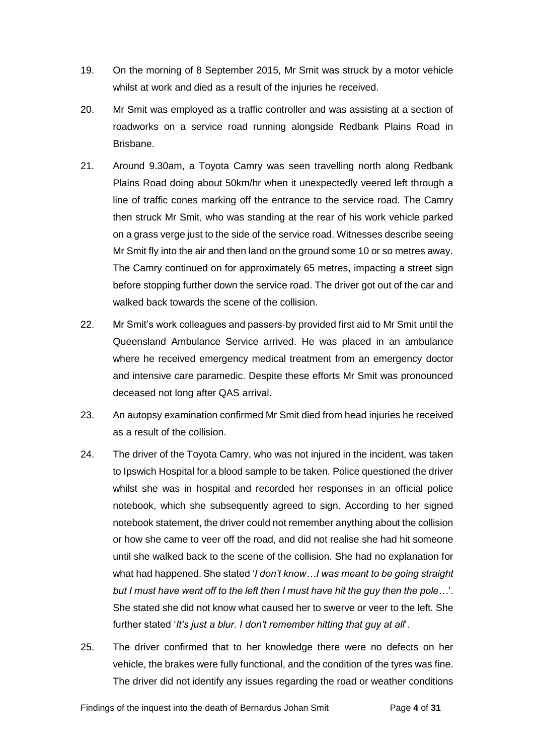19. On the morning of 8 September 2015, Mr Smit was struck by a motor vehicle whilst at work and died as a result of the injuries he received.

20. Mr Smit was employed as a traffic controller and was assisting at a section of roadworks on a service road running alongside Redbank Plains Road in Brisbane.

21. Around 9.30am, a Toyota Camry was seen travelling north along Redbank Plains Road doing about 50km/hr when it unexpectedly veered left through a line of traffic cones marking off the entrance to the service road. The Camry then struck Mr Smit, who was standing at the rear of his work vehicle parked on a grass verge just to the side of the service road. Witnesses describe seeing Mr Smit fly into the air and then land on the ground some 10 or so metres away. The Camry continued on for approximately 65 metres, impacting a street sign before stopping further down the service road. The driver got out of the car and walked back towards the scene of the collision.

22. Mr Smit's work colleagues and passers-by provided first aid to Mr Smit until the Queensland Ambulance Service arrived. He was placed in an ambulance where he received emergency medical treatment from an emergency doctor and intensive care paramedic. Despite these efforts Mr Smit was pronounced deceased not long after QAS arrival.

23. An autopsy examination confirmed Mr Smit died from head injuries he received as a result of the collision.

24. The driver of the Toyota Camry, who was not injured in the incident, was taken to Ipswich Hospital for a blood sample to be taken. Police questioned the driver whilst she was in hospital and recorded her responses in an official police notebook, which she subsequently agreed to sign. According to her signed notebook statement, the driver could not remember anything about the collision or how she came to veer off the road, and did not realise she had hit someone until she walked back to the scene of the collision. She had no explanation for what had happened. She stated '*I don't know…I was meant to be going straight but I must have went off to the left then I must have hit the guy then the pole…*'. She stated she did not know what caused her to swerve or veer to the left. She further stated '*It's just a blur. I don't remember hitting that guy at all*'.

25. The driver confirmed that to her knowledge there were no defects on her vehicle, the brakes were fully functional, and the condition of the tyres was fine. The driver did not identify any issues regarding the road or weather conditions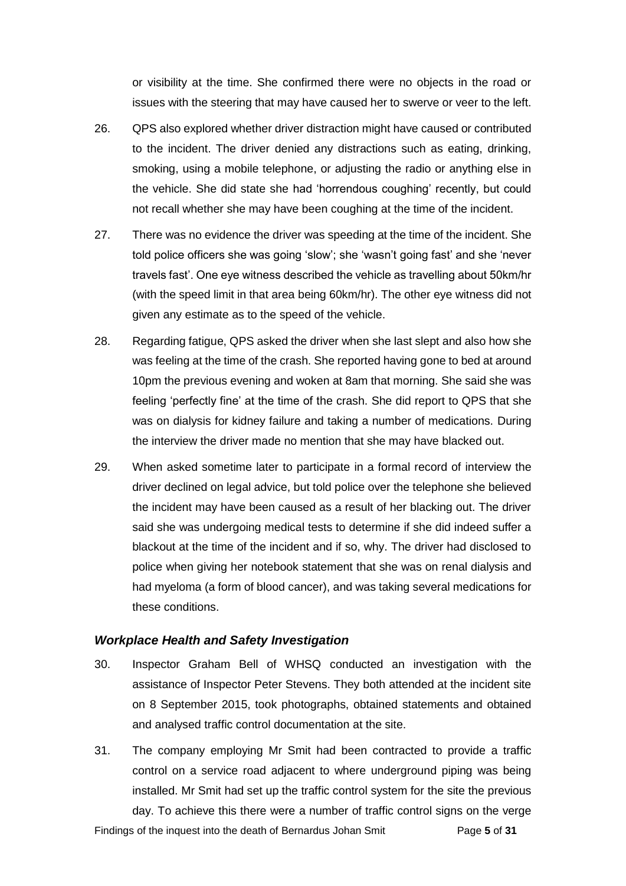or visibility at the time. She confirmed there were no objects in the road or issues with the steering that may have caused her to swerve or veer to the left.

26. QPS also explored whether driver distraction might have caused or contributed to the incident. The driver denied any distractions such as eating, drinking, smoking, using a mobile telephone, or adjusting the radio or anything else in the vehicle. She did state she had 'horrendous coughing' recently, but could not recall whether she may have been coughing at the time of the incident.

27. There was no evidence the driver was speeding at the time of the incident. She told police officers she was going 'slow'; she 'wasn't going fast' and she 'never travels fast'. One eye witness described the vehicle as travelling about 50km/hr (with the speed limit in that area being 60km/hr). The other eye witness did not given any estimate as to the speed of the vehicle.

28. Regarding fatigue, QPS asked the driver when she last slept and also how she was feeling at the time of the crash. She reported having gone to bed at around 10pm the previous evening and woken at 8am that morning. She said she was feeling 'perfectly fine' at the time of the crash. She did report to QPS that she was on dialysis for kidney failure and taking a number of medications. During the interview the driver made no mention that she may have blacked out.

29. When asked sometime later to participate in a formal record of interview the driver declined on legal advice, but told police over the telephone she believed the incident may have been caused as a result of her blacking out. The driver said she was undergoing medical tests to determine if she did indeed suffer a blackout at the time of the incident and if so, why. The driver had disclosed to police when giving her notebook statement that she was on renal dialysis and had myeloma (a form of blood cancer), and was taking several medications for these conditions.

### *Workplace Health and Safety Investigation*

30. Inspector Graham Bell of WHSQ conducted an investigation with the assistance of Inspector Peter Stevens. They both attended at the incident site on 8 September 2015, took photographs, obtained statements and obtained and analysed traffic control documentation at the site.

31. The company employing Mr Smit had been contracted to provide a traffic control on a service road adjacent to where underground piping was being installed. Mr Smit had set up the traffic control system for the site the previous day. To achieve this there were a number of traffic control signs on the verge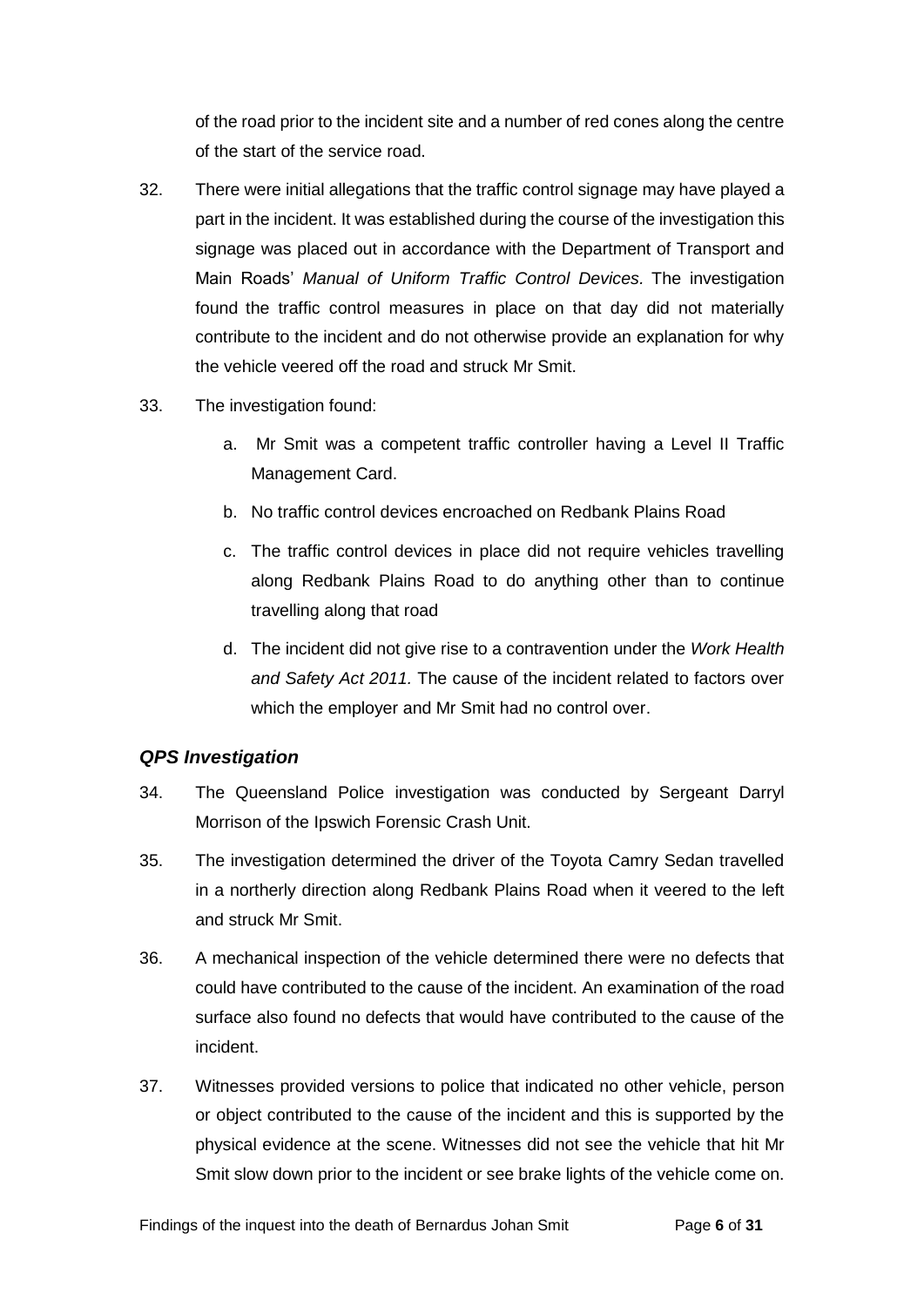of the road prior to the incident site and a number of red cones along the centre of the start of the service road.

32. There were initial allegations that the traffic control signage may have played a part in the incident. It was established during the course of the investigation this signage was placed out in accordance with the Department of Transport and Main Roads' *Manual of Uniform Traffic Control Devices*. The investigation found the traffic control measures in place on that day did not materially contribute to the incident and do not otherwise provide an explanation for why the vehicle veered off the road and struck Mr Smit.

33. The investigation found:

    a. Mr Smit was a competent traffic controller having a Level II Traffic Management Card.

    b. No traffic control devices encroached on Redbank Plains Road

    c. The traffic control devices in place did not require vehicles travelling along Redbank Plains Road to do anything other than to continue travelling along that road

    d. The incident did not give rise to a contravention under the *Work Health and Safety Act 2011.* The cause of the incident related to factors over which the employer and Mr Smit had no control over.

### *QPS Investigation*

34. The Queensland Police investigation was conducted by Sergeant Darryl Morrison of the Ipswich Forensic Crash Unit.

35. The investigation determined the driver of the Toyota Camry Sedan travelled in a northerly direction along Redbank Plains Road when it veered to the left and struck Mr Smit.

36. A mechanical inspection of the vehicle determined there were no defects that could have contributed to the cause of the incident. An examination of the road surface also found no defects that would have contributed to the cause of the incident.

37. Witnesses provided versions to police that indicated no other vehicle, person or object contributed to the cause of the incident and this is supported by the physical evidence at the scene. Witnesses did not see the vehicle that hit Mr Smit slow down prior to the incident or see brake lights of the vehicle come on.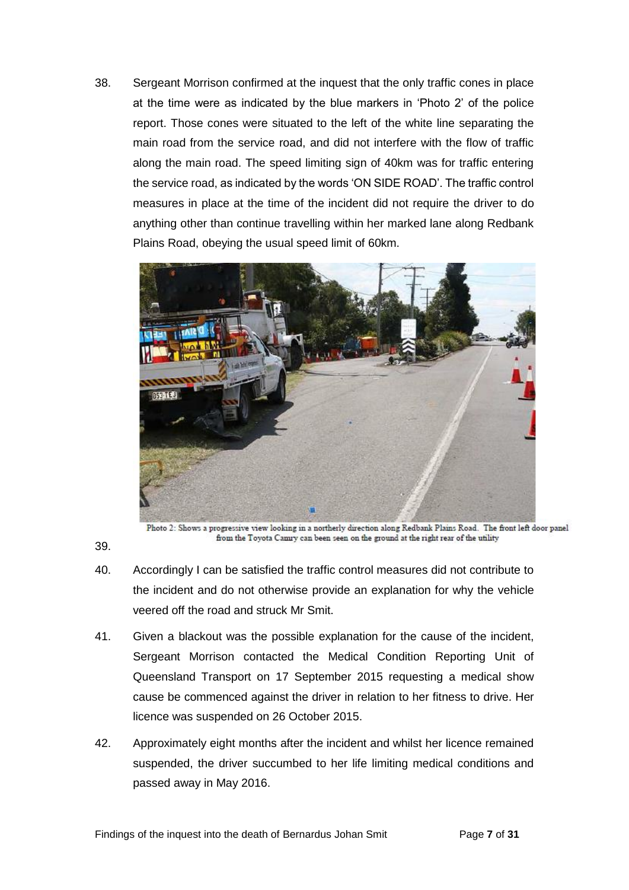38. Sergeant Morrison confirmed at the inquest that the only traffic cones in place at the time were as indicated by the blue markers in 'Photo 2' of the police report. Those cones were situated to the left of the white line separating the main road from the service road, and did not interfere with the flow of traffic along the main road. The speed limiting sign of 40km was for traffic entering the service road, as indicated by the words 'ON SIDE ROAD'. The traffic control measures in place at the time of the incident did not require the driver to do anything other than continue travelling within her marked lane along Redbank Plains Road, obeying the usual speed limit of 60km.

Photo 2: Shows a progressive view looking in a northerly direction along Redbank Plains Road. The front left door panel from the Toyota Camry can been seen on the ground at the right rear of the utility

39.

40. Accordingly I can be satisfied the traffic control measures did not contribute to the incident and do not otherwise provide an explanation for why the vehicle veered off the road and struck Mr Smit.

41. Given a blackout was the possible explanation for the cause of the incident, Sergeant Morrison contacted the Medical Condition Reporting Unit of Queensland Transport on 17 September 2015 requesting a medical show cause be commenced against the driver in relation to her fitness to drive. Her licence was suspended on 26 October 2015.

42. Approximately eight months after the incident and whilst her licence remained suspended, the driver succumbed to her life limiting medical conditions and passed away in May 2016.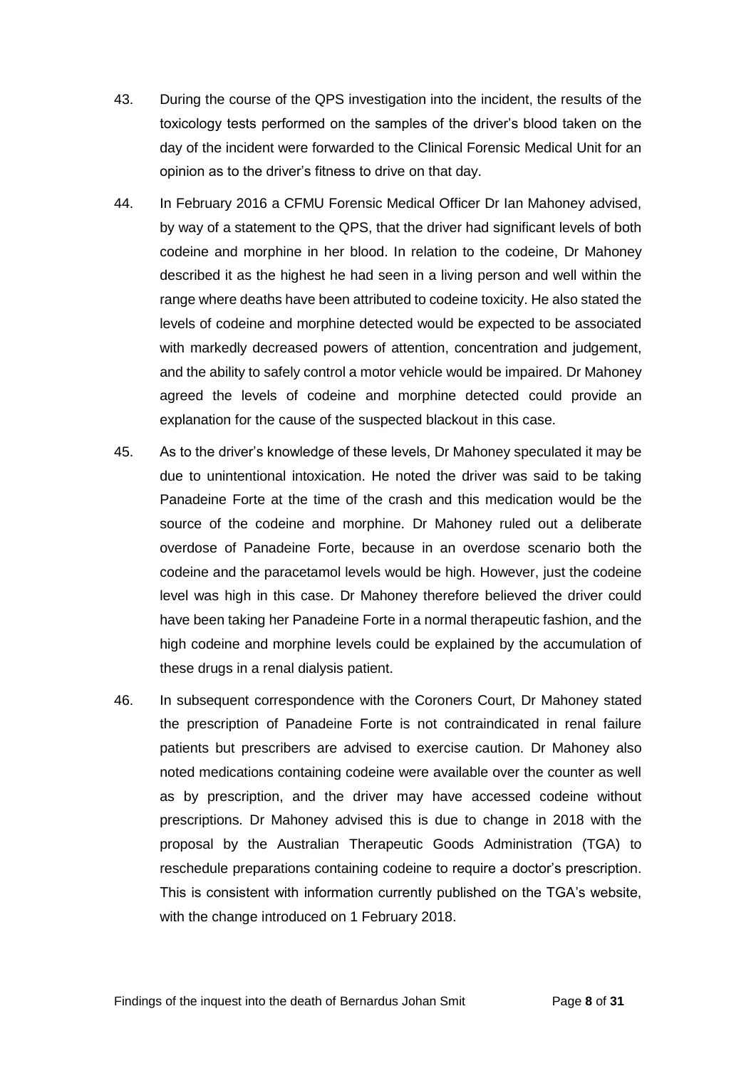43. During the course of the QPS investigation into the incident, the results of the toxicology tests performed on the samples of the driver's blood taken on the day of the incident were forwarded to the Clinical Forensic Medical Unit for an opinion as to the driver's fitness to drive on that day.

44. In February 2016 a CFMU Forensic Medical Officer Dr Ian Mahoney advised, by way of a statement to the QPS, that the driver had significant levels of both codeine and morphine in her blood. In relation to the codeine, Dr Mahoney described it as the highest he had seen in a living person and well within the range where deaths have been attributed to codeine toxicity. He also stated the levels of codeine and morphine detected would be expected to be associated with markedly decreased powers of attention, concentration and judgement, and the ability to safely control a motor vehicle would be impaired. Dr Mahoney agreed the levels of codeine and morphine detected could provide an explanation for the cause of the suspected blackout in this case.

45. As to the driver's knowledge of these levels, Dr Mahoney speculated it may be due to unintentional intoxication. He noted the driver was said to be taking Panadeine Forte at the time of the crash and this medication would be the source of the codeine and morphine. Dr Mahoney ruled out a deliberate overdose of Panadeine Forte, because in an overdose scenario both the codeine and the paracetamol levels would be high. However, just the codeine level was high in this case. Dr Mahoney therefore believed the driver could have been taking her Panadeine Forte in a normal therapeutic fashion, and the high codeine and morphine levels could be explained by the accumulation of these drugs in a renal dialysis patient.

46. In subsequent correspondence with the Coroners Court, Dr Mahoney stated the prescription of Panadeine Forte is not contraindicated in renal failure patients but prescribers are advised to exercise caution. Dr Mahoney also noted medications containing codeine were available over the counter as well as by prescription, and the driver may have accessed codeine without prescriptions. Dr Mahoney advised this is due to change in 2018 with the proposal by the Australian Therapeutic Goods Administration (TGA) to reschedule preparations containing codeine to require a doctor's prescription. This is consistent with information currently published on the TGA's website, with the change introduced on 1 February 2018.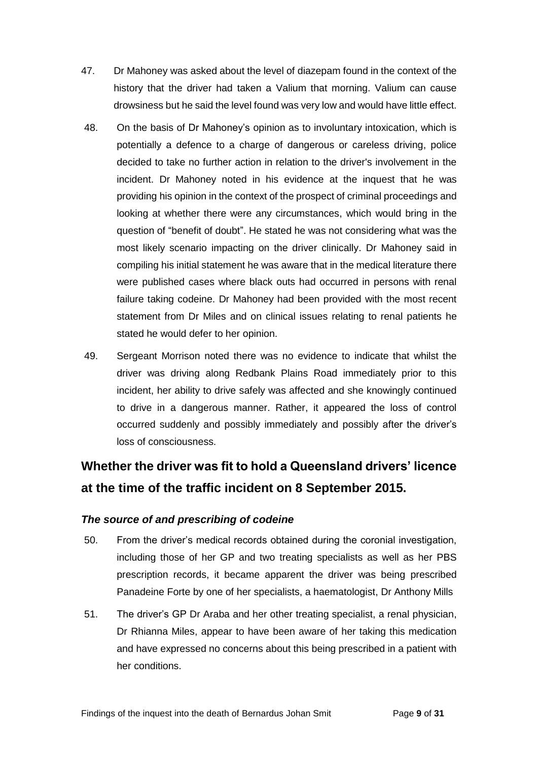47. Dr Mahoney was asked about the level of diazepam found in the context of the history that the driver had taken a Valium that morning. Valium can cause drowsiness but he said the level found was very low and would have little effect.

48. On the basis of Dr Mahoney's opinion as to involuntary intoxication, which is potentially a defence to a charge of dangerous or careless driving, police decided to take no further action in relation to the driver's involvement in the incident. Dr Mahoney noted in his evidence at the inquest that he was providing his opinion in the context of the prospect of criminal proceedings and looking at whether there were any circumstances, which would bring in the question of "benefit of doubt". He stated he was not considering what was the most likely scenario impacting on the driver clinically. Dr Mahoney said in compiling his initial statement he was aware that in the medical literature there were published cases where black outs had occurred in persons with renal failure taking codeine. Dr Mahoney had been provided with the most recent statement from Dr Miles and on clinical issues relating to renal patients he stated he would defer to her opinion.

49. Sergeant Morrison noted there was no evidence to indicate that whilst the driver was driving along Redbank Plains Road immediately prior to this incident, her ability to drive safely was affected and she knowingly continued to drive in a dangerous manner. Rather, it appeared the loss of control occurred suddenly and possibly immediately and possibly after the driver's loss of consciousness.

## Whether the driver was fit to hold a Queensland drivers' licence at the time of the traffic incident on 8 September 2015.

### *The source of and prescribing of codeine*

50. From the driver's medical records obtained during the coronial investigation, including those of her GP and two treating specialists as well as her PBS prescription records, it became apparent the driver was being prescribed Panadeine Forte by one of her specialists, a haematologist, Dr Anthony Mills

51. The driver's GP Dr Araba and her other treating specialist, a renal physician, Dr Rhianna Miles, appear to have been aware of her taking this medication and have expressed no concerns about this being prescribed in a patient with her conditions.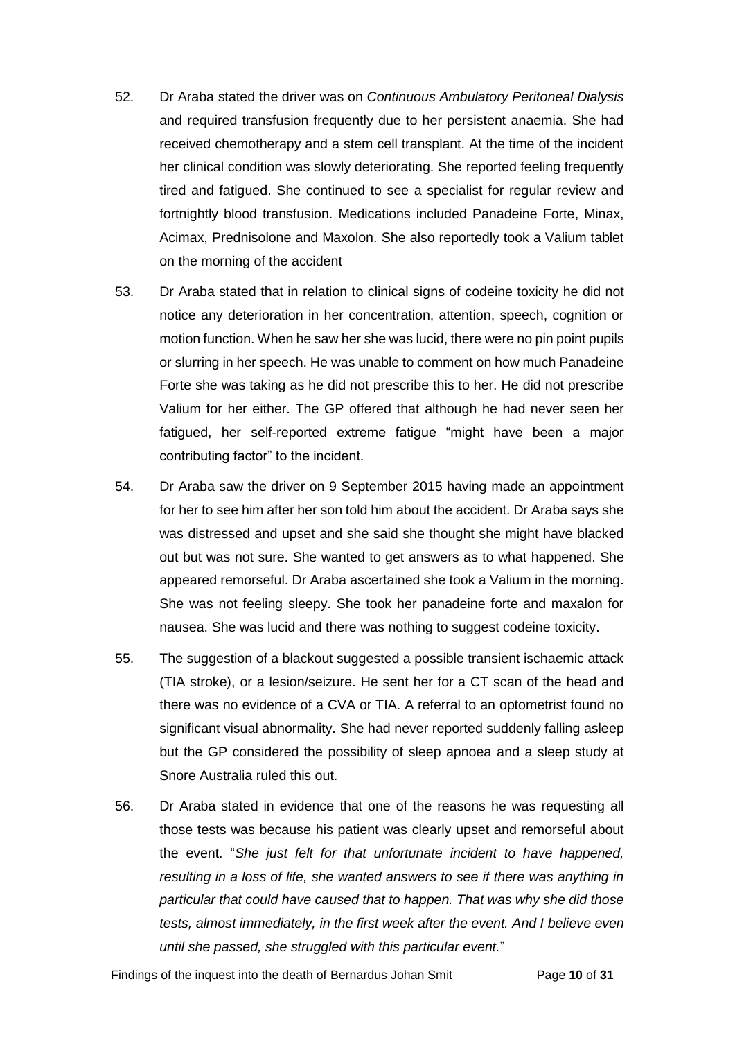52. Dr Araba stated the driver was on *Continuous Ambulatory Peritoneal Dialysis* and required transfusion frequently due to her persistent anaemia. She had received chemotherapy and a stem cell transplant. At the time of the incident her clinical condition was slowly deteriorating. She reported feeling frequently tired and fatigued. She continued to see a specialist for regular review and fortnightly blood transfusion. Medications included Panadeine Forte, Minax, Acimax, Prednisolone and Maxolon. She also reportedly took a Valium tablet on the morning of the accident

53. Dr Araba stated that in relation to clinical signs of codeine toxicity he did not notice any deterioration in her concentration, attention, speech, cognition or motion function. When he saw her she was lucid, there were no pin point pupils or slurring in her speech. He was unable to comment on how much Panadeine Forte she was taking as he did not prescribe this to her. He did not prescribe Valium for her either. The GP offered that although he had never seen her fatigued, her self-reported extreme fatigue "might have been a major contributing factor" to the incident.

54. Dr Araba saw the driver on 9 September 2015 having made an appointment for her to see him after her son told him about the accident. Dr Araba says she was distressed and upset and she said she thought she might have blacked out but was not sure. She wanted to get answers as to what happened. She appeared remorseful. Dr Araba ascertained she took a Valium in the morning. She was not feeling sleepy. She took her panadeine forte and maxalon for nausea. She was lucid and there was nothing to suggest codeine toxicity.

55. The suggestion of a blackout suggested a possible transient ischaemic attack (TIA stroke), or a lesion/seizure. He sent her for a CT scan of the head and there was no evidence of a CVA or TIA. A referral to an optometrist found no significant visual abnormality. She had never reported suddenly falling asleep but the GP considered the possibility of sleep apnoea and a sleep study at Snore Australia ruled this out.

56. Dr Araba stated in evidence that one of the reasons he was requesting all those tests was because his patient was clearly upset and remorseful about the event. "*She just felt for that unfortunate incident to have happened, resulting in a loss of life, she wanted answers to see if there was anything in particular that could have caused that to happen. That was why she did those tests, almost immediately, in the first week after the event. And I believe even until she passed, she struggled with this particular event.*"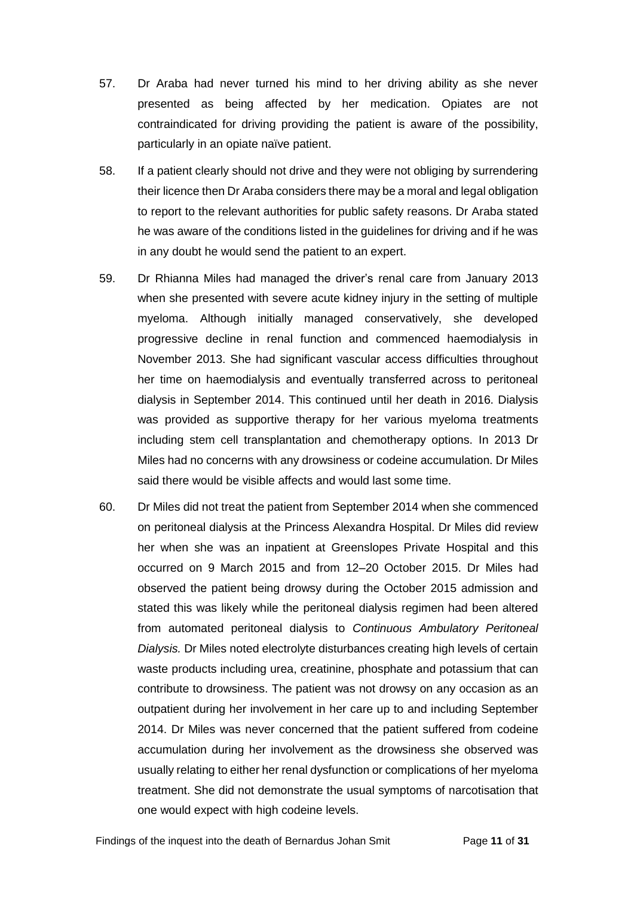57. Dr Araba had never turned his mind to her driving ability as she never presented as being affected by her medication. Opiates are not contraindicated for driving providing the patient is aware of the possibility, particularly in an opiate naïve patient.

58. If a patient clearly should not drive and they were not obliging by surrendering their licence then Dr Araba considers there may be a moral and legal obligation to report to the relevant authorities for public safety reasons. Dr Araba stated he was aware of the conditions listed in the guidelines for driving and if he was in any doubt he would send the patient to an expert.

59. Dr Rhianna Miles had managed the driver's renal care from January 2013 when she presented with severe acute kidney injury in the setting of multiple myeloma. Although initially managed conservatively, she developed progressive decline in renal function and commenced haemodialysis in November 2013. She had significant vascular access difficulties throughout her time on haemodialysis and eventually transferred across to peritoneal dialysis in September 2014. This continued until her death in 2016. Dialysis was provided as supportive therapy for her various myeloma treatments including stem cell transplantation and chemotherapy options. In 2013 Dr Miles had no concerns with any drowsiness or codeine accumulation. Dr Miles said there would be visible affects and would last some time.

60. Dr Miles did not treat the patient from September 2014 when she commenced on peritoneal dialysis at the Princess Alexandra Hospital. Dr Miles did review her when she was an inpatient at Greenslopes Private Hospital and this occurred on 9 March 2015 and from 12–20 October 2015. Dr Miles had observed the patient being drowsy during the October 2015 admission and stated this was likely while the peritoneal dialysis regimen had been altered from automated peritoneal dialysis to *Continuous Ambulatory Peritoneal Dialysis.* Dr Miles noted electrolyte disturbances creating high levels of certain waste products including urea, creatinine, phosphate and potassium that can contribute to drowsiness. The patient was not drowsy on any occasion as an outpatient during her involvement in her care up to and including September 2014. Dr Miles was never concerned that the patient suffered from codeine accumulation during her involvement as the drowsiness she observed was usually relating to either her renal dysfunction or complications of her myeloma treatment. She did not demonstrate the usual symptoms of narcotisation that one would expect with high codeine levels.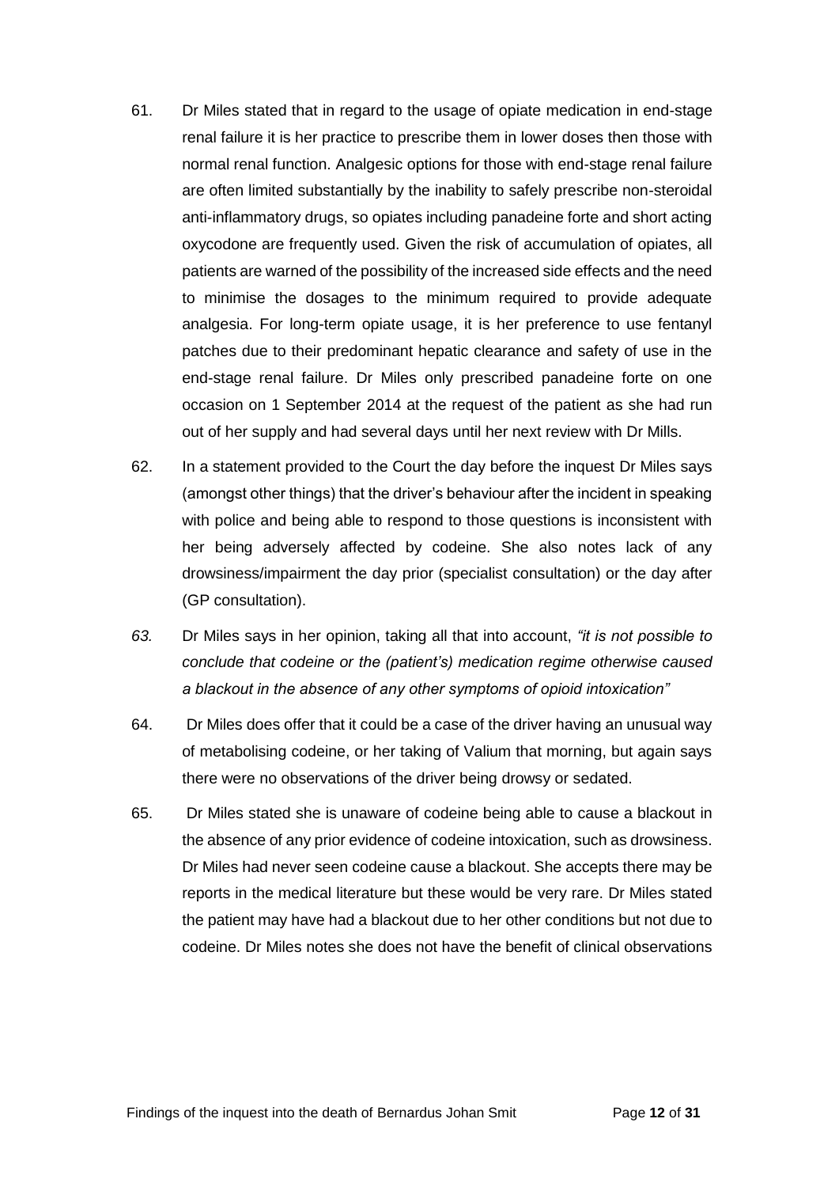61. Dr Miles stated that in regard to the usage of opiate medication in end-stage renal failure it is her practice to prescribe them in lower doses then those with normal renal function. Analgesic options for those with end-stage renal failure are often limited substantially by the inability to safely prescribe non-steroidal anti-inflammatory drugs, so opiates including panadeine forte and short acting oxycodone are frequently used. Given the risk of accumulation of opiates, all patients are warned of the possibility of the increased side effects and the need to minimise the dosages to the minimum required to provide adequate analgesia. For long-term opiate usage, it is her preference to use fentanyl patches due to their predominant hepatic clearance and safety of use in the end-stage renal failure. Dr Miles only prescribed panadeine forte on one occasion on 1 September 2014 at the request of the patient as she had run out of her supply and had several days until her next review with Dr Mills.

62. In a statement provided to the Court the day before the inquest Dr Miles says (amongst other things) that the driver's behaviour after the incident in speaking with police and being able to respond to those questions is inconsistent with her being adversely affected by codeine. She also notes lack of any drowsiness/impairment the day prior (specialist consultation) or the day after (GP consultation).

*63.* Dr Miles says in her opinion, taking all that into account, *"it is not possible to conclude that codeine or the (patient's) medication regime otherwise caused a blackout in the absence of any other symptoms of opioid intoxication"*

64. Dr Miles does offer that it could be a case of the driver having an unusual way of metabolising codeine, or her taking of Valium that morning, but again says there were no observations of the driver being drowsy or sedated.

65. Dr Miles stated she is unaware of codeine being able to cause a blackout in the absence of any prior evidence of codeine intoxication, such as drowsiness. Dr Miles had never seen codeine cause a blackout. She accepts there may be reports in the medical literature but these would be very rare. Dr Miles stated the patient may have had a blackout due to her other conditions but not due to codeine. Dr Miles notes she does not have the benefit of clinical observations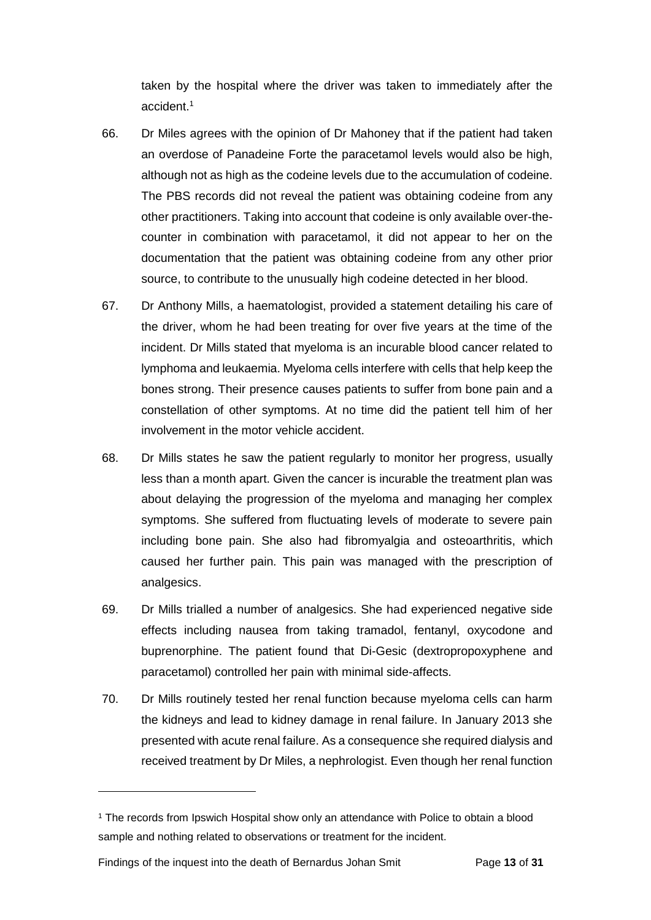taken by the hospital where the driver was taken to immediately after the accident.[1]

66. Dr Miles agrees with the opinion of Dr Mahoney that if the patient had taken an overdose of Panadeine Forte the paracetamol levels would also be high, although not as high as the codeine levels due to the accumulation of codeine. The PBS records did not reveal the patient was obtaining codeine from any other practitioners. Taking into account that codeine is only available over-the-counter in combination with paracetamol, it did not appear to her on the documentation that the patient was obtaining codeine from any other prior source, to contribute to the unusually high codeine detected in her blood.

67. Dr Anthony Mills, a haematologist, provided a statement detailing his care of the driver, whom he had been treating for over five years at the time of the incident. Dr Mills stated that myeloma is an incurable blood cancer related to lymphoma and leukaemia. Myeloma cells interfere with cells that help keep the bones strong. Their presence causes patients to suffer from bone pain and a constellation of other symptoms. At no time did the patient tell him of her involvement in the motor vehicle accident.

68. Dr Mills states he saw the patient regularly to monitor her progress, usually less than a month apart. Given the cancer is incurable the treatment plan was about delaying the progression of the myeloma and managing her complex symptoms. She suffered from fluctuating levels of moderate to severe pain including bone pain. She also had fibromyalgia and osteoarthritis, which caused her further pain. This pain was managed with the prescription of analgesics.

69. Dr Mills trialled a number of analgesics. She had experienced negative side effects including nausea from taking tramadol, fentanyl, oxycodone and buprenorphine. The patient found that Di-Gesic (dextropropoxyphene and paracetamol) controlled her pain with minimal side-affects.

70. Dr Mills routinely tested her renal function because myeloma cells can harm the kidneys and lead to kidney damage in renal failure. In January 2013 she presented with acute renal failure. As a consequence she required dialysis and received treatment by Dr Miles, a nephrologist. Even though her renal function

[1] The records from Ipswich Hospital show only an attendance with Police to obtain a blood sample and nothing related to observations or treatment for the incident.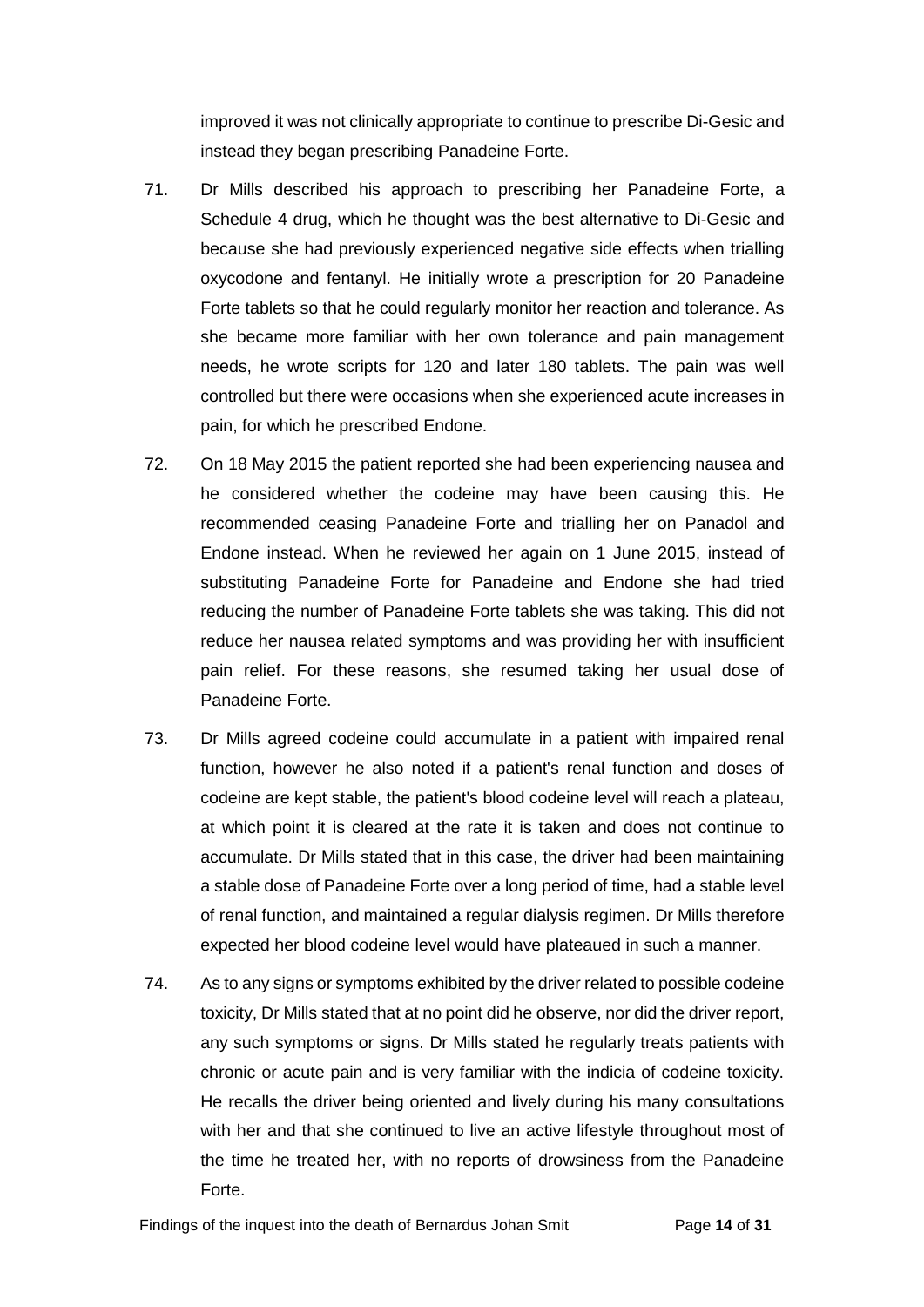improved it was not clinically appropriate to continue to prescribe Di-Gesic and instead they began prescribing Panadeine Forte.

71. Dr Mills described his approach to prescribing her Panadeine Forte, a Schedule 4 drug, which he thought was the best alternative to Di-Gesic and because she had previously experienced negative side effects when trialling oxycodone and fentanyl. He initially wrote a prescription for 20 Panadeine Forte tablets so that he could regularly monitor her reaction and tolerance. As she became more familiar with her own tolerance and pain management needs, he wrote scripts for 120 and later 180 tablets. The pain was well controlled but there were occasions when she experienced acute increases in pain, for which he prescribed Endone.

72. On 18 May 2015 the patient reported she had been experiencing nausea and he considered whether the codeine may have been causing this. He recommended ceasing Panadeine Forte and trialling her on Panadol and Endone instead. When he reviewed her again on 1 June 2015, instead of substituting Panadeine Forte for Panadeine and Endone she had tried reducing the number of Panadeine Forte tablets she was taking. This did not reduce her nausea related symptoms and was providing her with insufficient pain relief. For these reasons, she resumed taking her usual dose of Panadeine Forte.

73. Dr Mills agreed codeine could accumulate in a patient with impaired renal function, however he also noted if a patient's renal function and doses of codeine are kept stable, the patient's blood codeine level will reach a plateau, at which point it is cleared at the rate it is taken and does not continue to accumulate. Dr Mills stated that in this case, the driver had been maintaining a stable dose of Panadeine Forte over a long period of time, had a stable level of renal function, and maintained a regular dialysis regimen. Dr Mills therefore expected her blood codeine level would have plateaued in such a manner.

74. As to any signs or symptoms exhibited by the driver related to possible codeine toxicity, Dr Mills stated that at no point did he observe, nor did the driver report, any such symptoms or signs. Dr Mills stated he regularly treats patients with chronic or acute pain and is very familiar with the indicia of codeine toxicity. He recalls the driver being oriented and lively during his many consultations with her and that she continued to live an active lifestyle throughout most of the time he treated her, with no reports of drowsiness from the Panadeine Forte.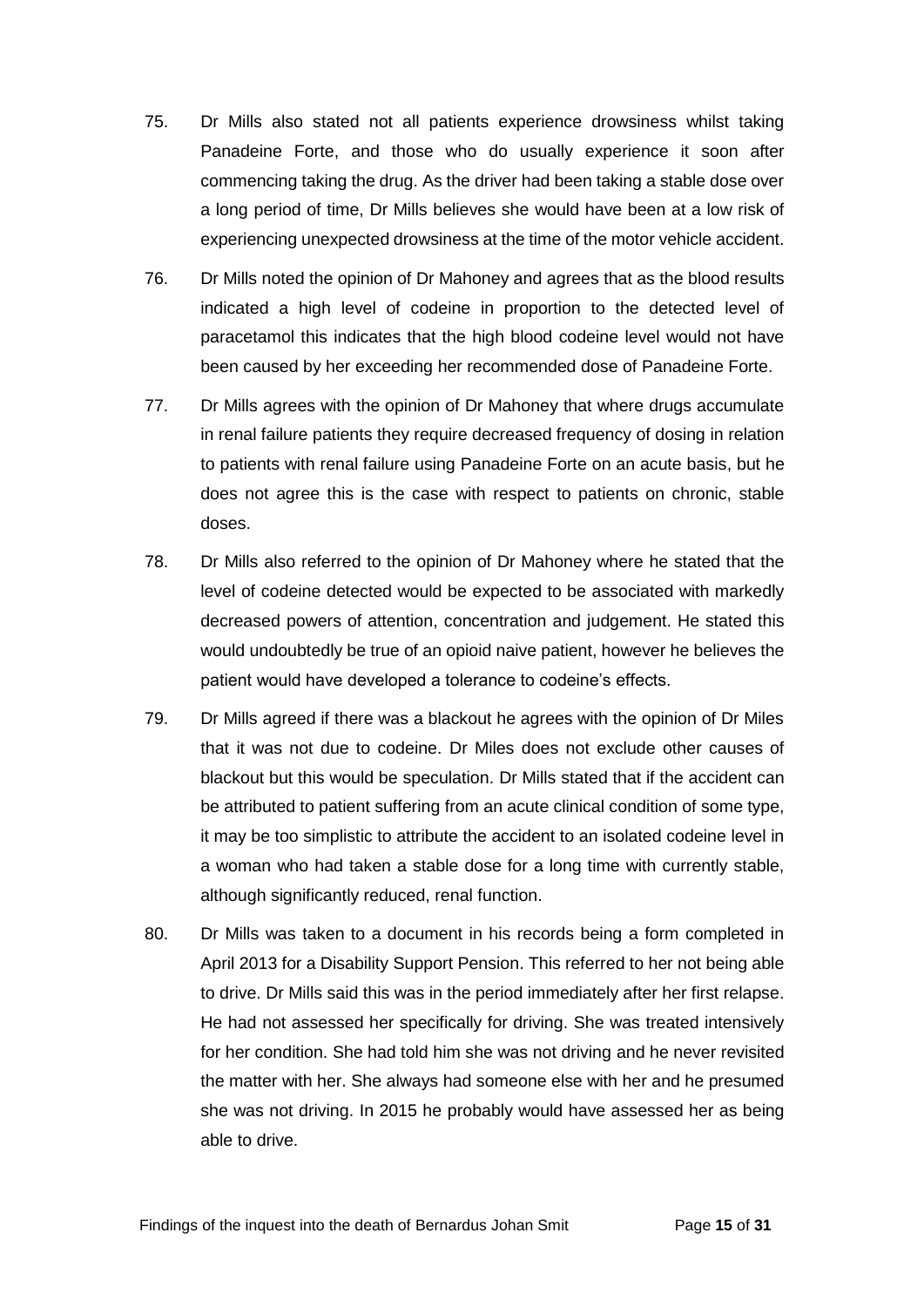75. Dr Mills also stated not all patients experience drowsiness whilst taking Panadeine Forte, and those who do usually experience it soon after commencing taking the drug. As the driver had been taking a stable dose over a long period of time, Dr Mills believes she would have been at a low risk of experiencing unexpected drowsiness at the time of the motor vehicle accident.

76. Dr Mills noted the opinion of Dr Mahoney and agrees that as the blood results indicated a high level of codeine in proportion to the detected level of paracetamol this indicates that the high blood codeine level would not have been caused by her exceeding her recommended dose of Panadeine Forte.

77. Dr Mills agrees with the opinion of Dr Mahoney that where drugs accumulate in renal failure patients they require decreased frequency of dosing in relation to patients with renal failure using Panadeine Forte on an acute basis, but he does not agree this is the case with respect to patients on chronic, stable doses.

78. Dr Mills also referred to the opinion of Dr Mahoney where he stated that the level of codeine detected would be expected to be associated with markedly decreased powers of attention, concentration and judgement. He stated this would undoubtedly be true of an opioid naive patient, however he believes the patient would have developed a tolerance to codeine's effects.

79. Dr Mills agreed if there was a blackout he agrees with the opinion of Dr Miles that it was not due to codeine. Dr Miles does not exclude other causes of blackout but this would be speculation. Dr Mills stated that if the accident can be attributed to patient suffering from an acute clinical condition of some type, it may be too simplistic to attribute the accident to an isolated codeine level in a woman who had taken a stable dose for a long time with currently stable, although significantly reduced, renal function.

80. Dr Mills was taken to a document in his records being a form completed in April 2013 for a Disability Support Pension. This referred to her not being able to drive. Dr Mills said this was in the period immediately after her first relapse. He had not assessed her specifically for driving. She was treated intensively for her condition. She had told him she was not driving and he never revisited the matter with her. She always had someone else with her and he presumed she was not driving. In 2015 he probably would have assessed her as being able to drive.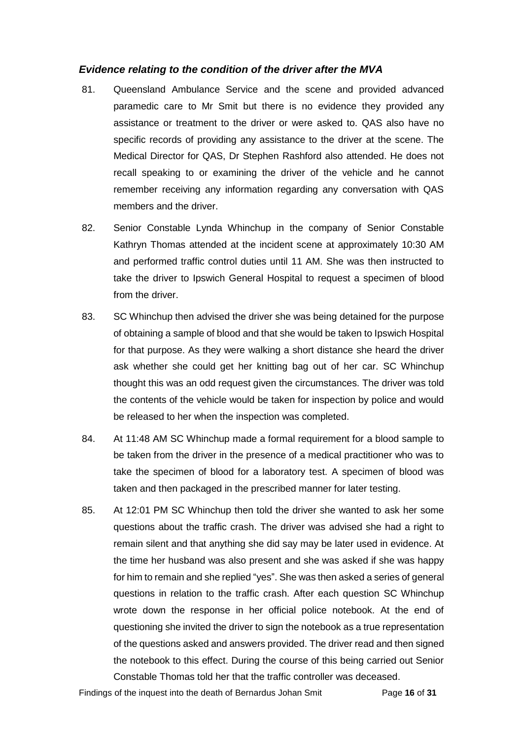### *Evidence relating to the condition of the driver after the MVA*

81. Queensland Ambulance Service and the scene and provided advanced paramedic care to Mr Smit but there is no evidence they provided any assistance or treatment to the driver or were asked to. QAS also have no specific records of providing any assistance to the driver at the scene. The Medical Director for QAS, Dr Stephen Rashford also attended. He does not recall speaking to or examining the driver of the vehicle and he cannot remember receiving any information regarding any conversation with QAS members and the driver.

82. Senior Constable Lynda Whinchup in the company of Senior Constable Kathryn Thomas attended at the incident scene at approximately 10:30 AM and performed traffic control duties until 11 AM. She was then instructed to take the driver to Ipswich General Hospital to request a specimen of blood from the driver.

83. SC Whinchup then advised the driver she was being detained for the purpose of obtaining a sample of blood and that she would be taken to Ipswich Hospital for that purpose. As they were walking a short distance she heard the driver ask whether she could get her knitting bag out of her car. SC Whinchup thought this was an odd request given the circumstances. The driver was told the contents of the vehicle would be taken for inspection by police and would be released to her when the inspection was completed.

84. At 11:48 AM SC Whinchup made a formal requirement for a blood sample to be taken from the driver in the presence of a medical practitioner who was to take the specimen of blood for a laboratory test. A specimen of blood was taken and then packaged in the prescribed manner for later testing.

85. At 12:01 PM SC Whinchup then told the driver she wanted to ask her some questions about the traffic crash. The driver was advised she had a right to remain silent and that anything she did say may be later used in evidence. At the time her husband was also present and she was asked if she was happy for him to remain and she replied "yes". She was then asked a series of general questions in relation to the traffic crash. After each question SC Whinchup wrote down the response in her official police notebook. At the end of questioning she invited the driver to sign the notebook as a true representation of the questions asked and answers provided. The driver read and then signed the notebook to this effect. During the course of this being carried out Senior Constable Thomas told her that the traffic controller was deceased.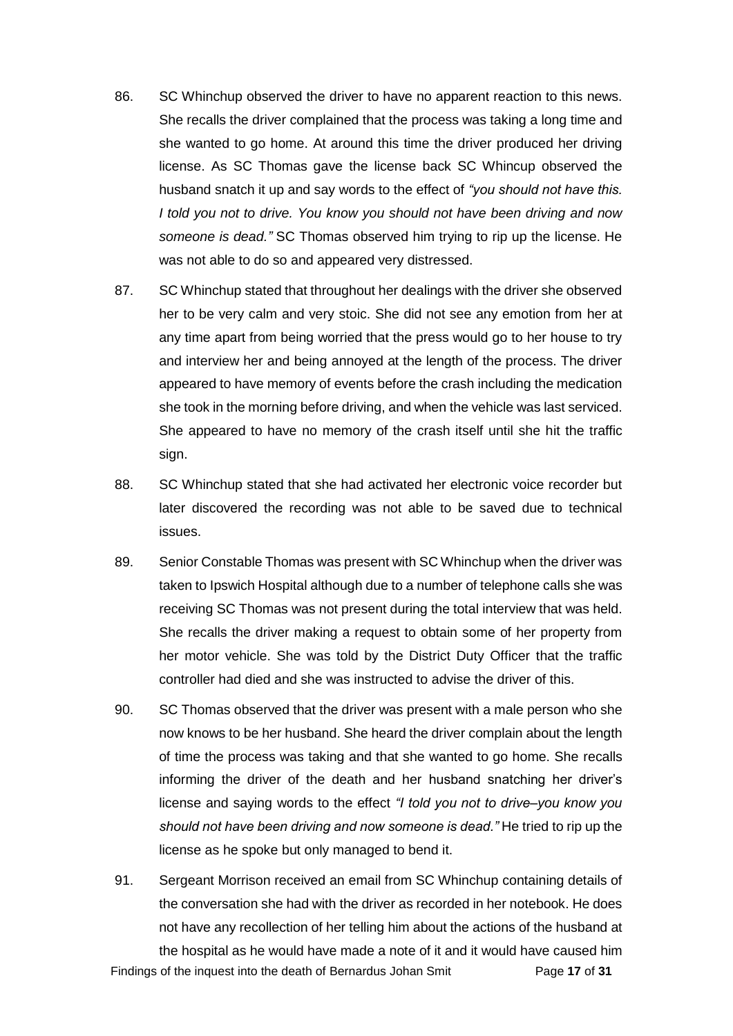86. SC Whinchup observed the driver to have no apparent reaction to this news. She recalls the driver complained that the process was taking a long time and she wanted to go home. At around this time the driver produced her driving license. As SC Thomas gave the license back SC Whincup observed the husband snatch it up and say words to the effect of *"you should not have this. I told you not to drive. You know you should not have been driving and now someone is dead."* SC Thomas observed him trying to rip up the license. He was not able to do so and appeared very distressed.

87. SC Whinchup stated that throughout her dealings with the driver she observed her to be very calm and very stoic. She did not see any emotion from her at any time apart from being worried that the press would go to her house to try and interview her and being annoyed at the length of the process. The driver appeared to have memory of events before the crash including the medication she took in the morning before driving, and when the vehicle was last serviced. She appeared to have no memory of the crash itself until she hit the traffic sign.

88. SC Whinchup stated that she had activated her electronic voice recorder but later discovered the recording was not able to be saved due to technical issues.

89. Senior Constable Thomas was present with SC Whinchup when the driver was taken to Ipswich Hospital although due to a number of telephone calls she was receiving SC Thomas was not present during the total interview that was held. She recalls the driver making a request to obtain some of her property from her motor vehicle. She was told by the District Duty Officer that the traffic controller had died and she was instructed to advise the driver of this.

90. SC Thomas observed that the driver was present with a male person who she now knows to be her husband. She heard the driver complain about the length of time the process was taking and that she wanted to go home. She recalls informing the driver of the death and her husband snatching her driver's license and saying words to the effect *"I told you not to drive–you know you should not have been driving and now someone is dead."* He tried to rip up the license as he spoke but only managed to bend it.

91. Sergeant Morrison received an email from SC Whinchup containing details of the conversation she had with the driver as recorded in her notebook. He does not have any recollection of her telling him about the actions of the husband at the hospital as he would have made a note of it and it would have caused him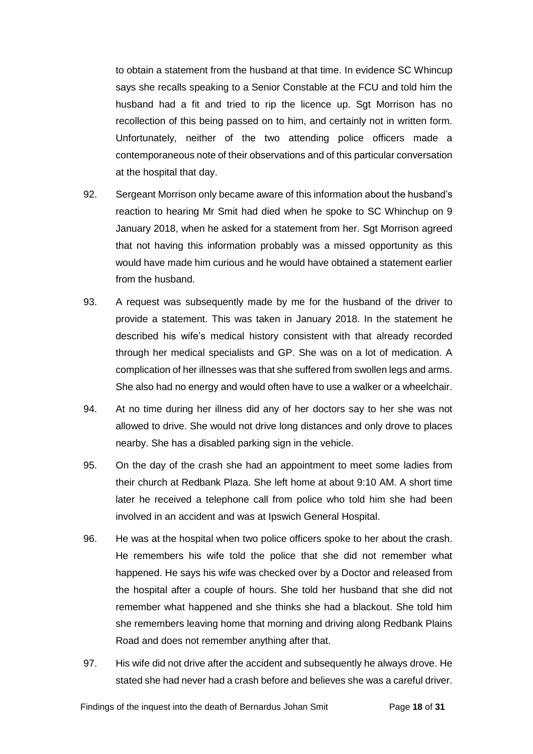to obtain a statement from the husband at that time. In evidence SC Whincup says she recalls speaking to a Senior Constable at the FCU and told him the husband had a fit and tried to rip the licence up. Sgt Morrison has no recollection of this being passed on to him, and certainly not in written form. Unfortunately, neither of the two attending police officers made a contemporaneous note of their observations and of this particular conversation at the hospital that day.

92. Sergeant Morrison only became aware of this information about the husband's reaction to hearing Mr Smit had died when he spoke to SC Whinchup on 9 January 2018, when he asked for a statement from her. Sgt Morrison agreed that not having this information probably was a missed opportunity as this would have made him curious and he would have obtained a statement earlier from the husband.

93. A request was subsequently made by me for the husband of the driver to provide a statement. This was taken in January 2018. In the statement he described his wife's medical history consistent with that already recorded through her medical specialists and GP. She was on a lot of medication. A complication of her illnesses was that she suffered from swollen legs and arms. She also had no energy and would often have to use a walker or a wheelchair.

94. At no time during her illness did any of her doctors say to her she was not allowed to drive. She would not drive long distances and only drove to places nearby. She has a disabled parking sign in the vehicle.

95. On the day of the crash she had an appointment to meet some ladies from their church at Redbank Plaza. She left home at about 9:10 AM. A short time later he received a telephone call from police who told him she had been involved in an accident and was at Ipswich General Hospital.

96. He was at the hospital when two police officers spoke to her about the crash. He remembers his wife told the police that she did not remember what happened. He says his wife was checked over by a Doctor and released from the hospital after a couple of hours. She told her husband that she did not remember what happened and she thinks she had a blackout. She told him she remembers leaving home that morning and driving along Redbank Plains Road and does not remember anything after that.

97. His wife did not drive after the accident and subsequently he always drove. He stated she had never had a crash before and believes she was a careful driver.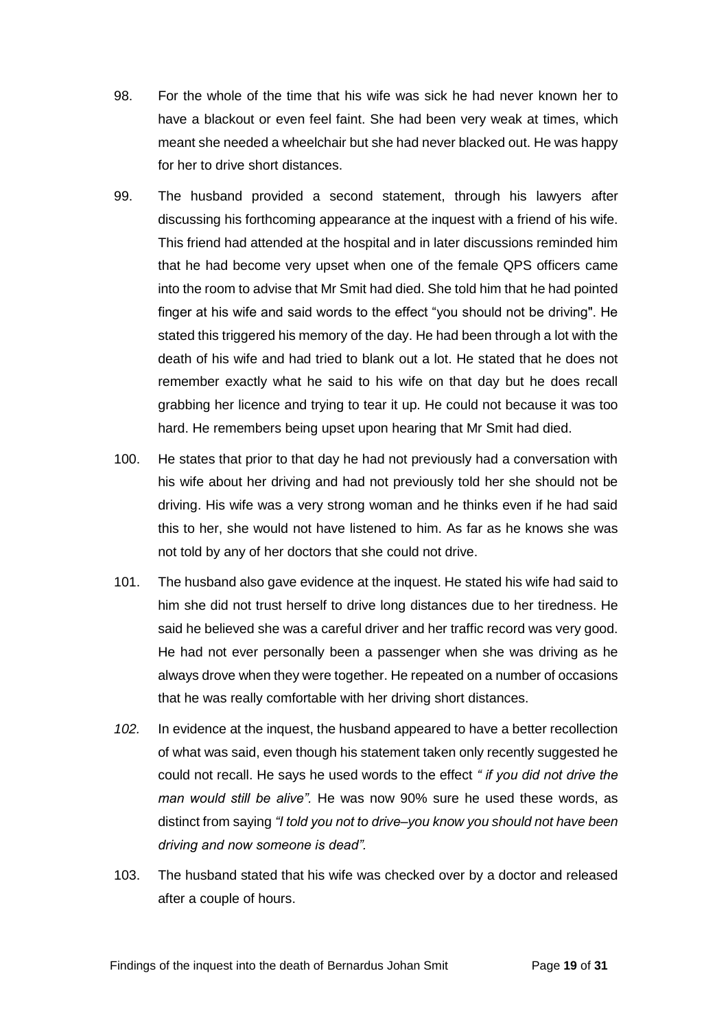98. For the whole of the time that his wife was sick he had never known her to have a blackout or even feel faint. She had been very weak at times, which meant she needed a wheelchair but she had never blacked out. He was happy for her to drive short distances.

99. The husband provided a second statement, through his lawyers after discussing his forthcoming appearance at the inquest with a friend of his wife. This friend had attended at the hospital and in later discussions reminded him that he had become very upset when one of the female QPS officers came into the room to advise that Mr Smit had died. She told him that he had pointed finger at his wife and said words to the effect "you should not be driving". He stated this triggered his memory of the day. He had been through a lot with the death of his wife and had tried to blank out a lot. He stated that he does not remember exactly what he said to his wife on that day but he does recall grabbing her licence and trying to tear it up. He could not because it was too hard. He remembers being upset upon hearing that Mr Smit had died.

100. He states that prior to that day he had not previously had a conversation with his wife about her driving and had not previously told her she should not be driving. His wife was a very strong woman and he thinks even if he had said this to her, she would not have listened to him. As far as he knows she was not told by any of her doctors that she could not drive.

101. The husband also gave evidence at the inquest. He stated his wife had said to him she did not trust herself to drive long distances due to her tiredness. He said he believed she was a careful driver and her traffic record was very good. He had not ever personally been a passenger when she was driving as he always drove when they were together. He repeated on a number of occasions that he was really comfortable with her driving short distances.

*102.* In evidence at the inquest, the husband appeared to have a better recollection of what was said, even though his statement taken only recently suggested he could not recall. He says he used words to the effect *" if you did not drive the man would still be alive".* He was now 90% sure he used these words, as distinct from saying *"I told you not to drive–you know you should not have been driving and now someone is dead".*

103. The husband stated that his wife was checked over by a doctor and released after a couple of hours.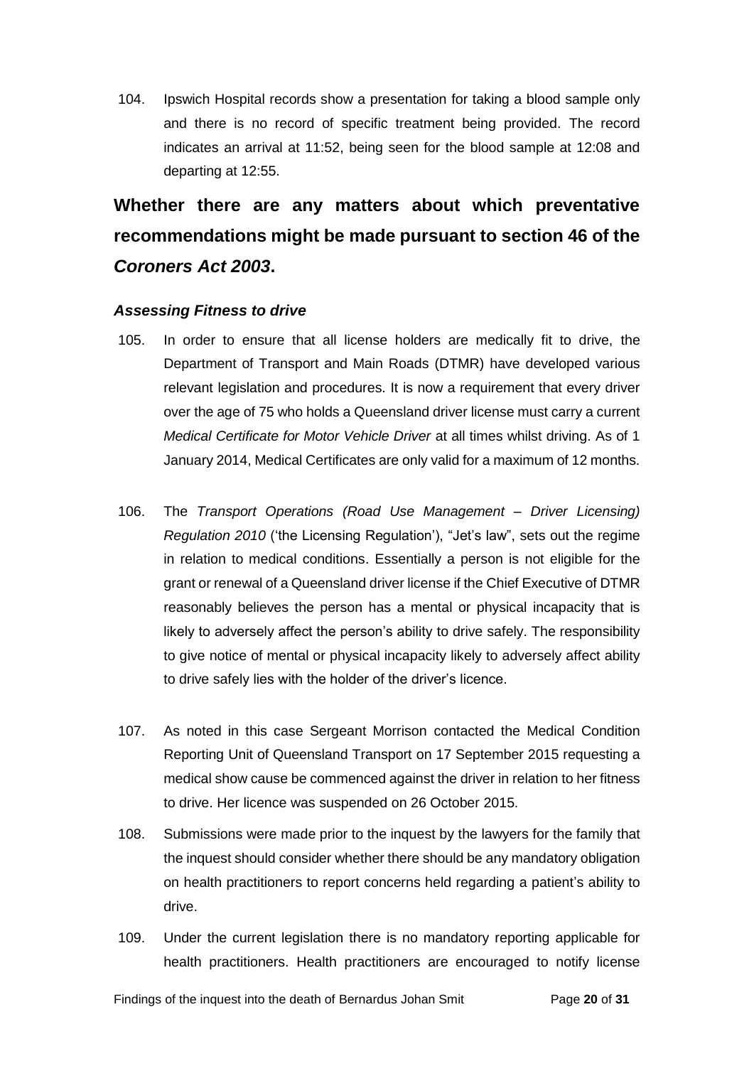104. Ipswich Hospital records show a presentation for taking a blood sample only and there is no record of specific treatment being provided. The record indicates an arrival at 11:52, being seen for the blood sample at 12:08 and departing at 12:55.

## Whether there are any matters about which preventative recommendations might be made pursuant to section 46 of the *Coroners Act 2003*.

### *Assessing Fitness to drive*

105. In order to ensure that all license holders are medically fit to drive, the Department of Transport and Main Roads (DTMR) have developed various relevant legislation and procedures. It is now a requirement that every driver over the age of 75 who holds a Queensland driver license must carry a current *Medical Certificate for Motor Vehicle Driver* at all times whilst driving. As of 1 January 2014, Medical Certificates are only valid for a maximum of 12 months.

106. The *Transport Operations (Road Use Management – Driver Licensing) Regulation 2010* ('the Licensing Regulation'), "Jet's law", sets out the regime in relation to medical conditions. Essentially a person is not eligible for the grant or renewal of a Queensland driver license if the Chief Executive of DTMR reasonably believes the person has a mental or physical incapacity that is likely to adversely affect the person's ability to drive safely. The responsibility to give notice of mental or physical incapacity likely to adversely affect ability to drive safely lies with the holder of the driver's licence.

107. As noted in this case Sergeant Morrison contacted the Medical Condition Reporting Unit of Queensland Transport on 17 September 2015 requesting a medical show cause be commenced against the driver in relation to her fitness to drive. Her licence was suspended on 26 October 2015.

108. Submissions were made prior to the inquest by the lawyers for the family that the inquest should consider whether there should be any mandatory obligation on health practitioners to report concerns held regarding a patient's ability to drive.

109. Under the current legislation there is no mandatory reporting applicable for health practitioners. Health practitioners are encouraged to notify license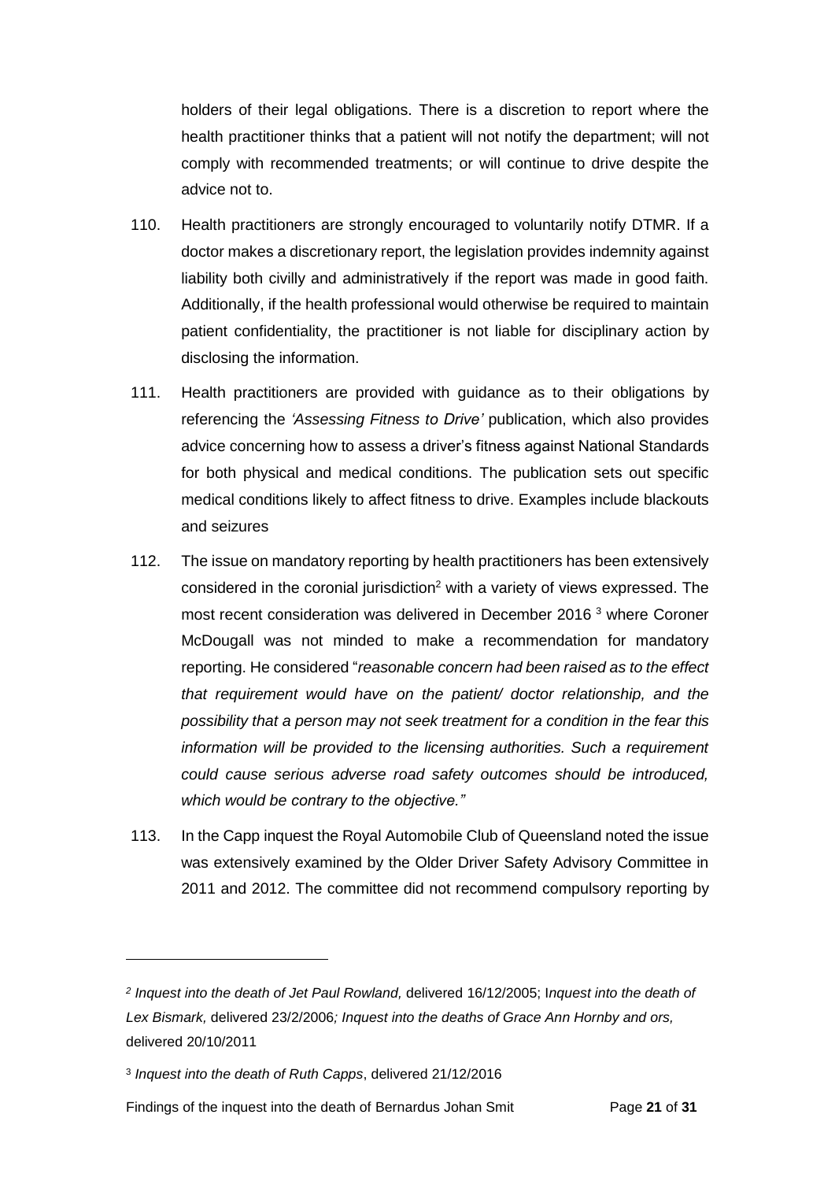holders of their legal obligations. There is a discretion to report where the health practitioner thinks that a patient will not notify the department; will not comply with recommended treatments; or will continue to drive despite the advice not to.

110. Health practitioners are strongly encouraged to voluntarily notify DTMR. If a doctor makes a discretionary report, the legislation provides indemnity against liability both civilly and administratively if the report was made in good faith. Additionally, if the health professional would otherwise be required to maintain patient confidentiality, the practitioner is not liable for disciplinary action by disclosing the information.

111. Health practitioners are provided with guidance as to their obligations by referencing the *'Assessing Fitness to Drive'* publication, which also provides advice concerning how to assess a driver's fitness against National Standards for both physical and medical conditions. The publication sets out specific medical conditions likely to affect fitness to drive. Examples include blackouts and seizures

112. The issue on mandatory reporting by health practitioners has been extensively considered in the coronial jurisdiction[2] with a variety of views expressed. The most recent consideration was delivered in December 2016 [3] where Coroner McDougall was not minded to make a recommendation for mandatory reporting. He considered "*reasonable concern had been raised as to the effect that requirement would have on the patient/ doctor relationship, and the possibility that a person may not seek treatment for a condition in the fear this information will be provided to the licensing authorities. Such a requirement could cause serious adverse road safety outcomes should be introduced, which would be contrary to the objective."*

113. In the Capp inquest the Royal Automobile Club of Queensland noted the issue was extensively examined by the Older Driver Safety Advisory Committee in 2011 and 2012. The committee did not recommend compulsory reporting by

---

[2] *Inquest into the death of Jet Paul Rowland,* delivered 16/12/2005; I*nquest into the death of Lex Bismark,* delivered 23/2/2006*; Inquest into the deaths of Grace Ann Hornby and ors,* delivered 20/10/2011

[3] *Inquest into the death of Ruth Capps*, delivered 21/12/2016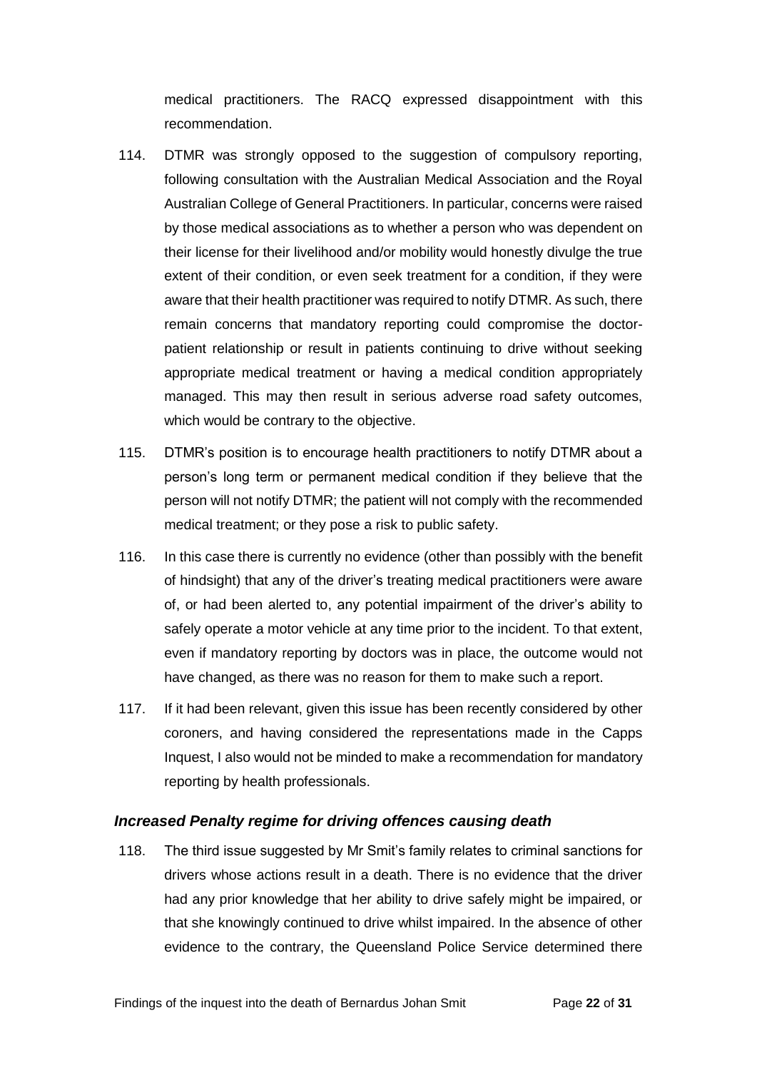medical practitioners. The RACQ expressed disappointment with this recommendation.

114. DTMR was strongly opposed to the suggestion of compulsory reporting, following consultation with the Australian Medical Association and the Royal Australian College of General Practitioners. In particular, concerns were raised by those medical associations as to whether a person who was dependent on their license for their livelihood and/or mobility would honestly divulge the true extent of their condition, or even seek treatment for a condition, if they were aware that their health practitioner was required to notify DTMR. As such, there remain concerns that mandatory reporting could compromise the doctor-patient relationship or result in patients continuing to drive without seeking appropriate medical treatment or having a medical condition appropriately managed. This may then result in serious adverse road safety outcomes, which would be contrary to the objective.

115. DTMR's position is to encourage health practitioners to notify DTMR about a person's long term or permanent medical condition if they believe that the person will not notify DTMR; the patient will not comply with the recommended medical treatment; or they pose a risk to public safety.

116. In this case there is currently no evidence (other than possibly with the benefit of hindsight) that any of the driver's treating medical practitioners were aware of, or had been alerted to, any potential impairment of the driver's ability to safely operate a motor vehicle at any time prior to the incident. To that extent, even if mandatory reporting by doctors was in place, the outcome would not have changed, as there was no reason for them to make such a report.

117. If it had been relevant, given this issue has been recently considered by other coroners, and having considered the representations made in the Capps Inquest, I also would not be minded to make a recommendation for mandatory reporting by health professionals.

### *Increased Penalty regime for driving offences causing death*

118. The third issue suggested by Mr Smit's family relates to criminal sanctions for drivers whose actions result in a death. There is no evidence that the driver had any prior knowledge that her ability to drive safely might be impaired, or that she knowingly continued to drive whilst impaired. In the absence of other evidence to the contrary, the Queensland Police Service determined there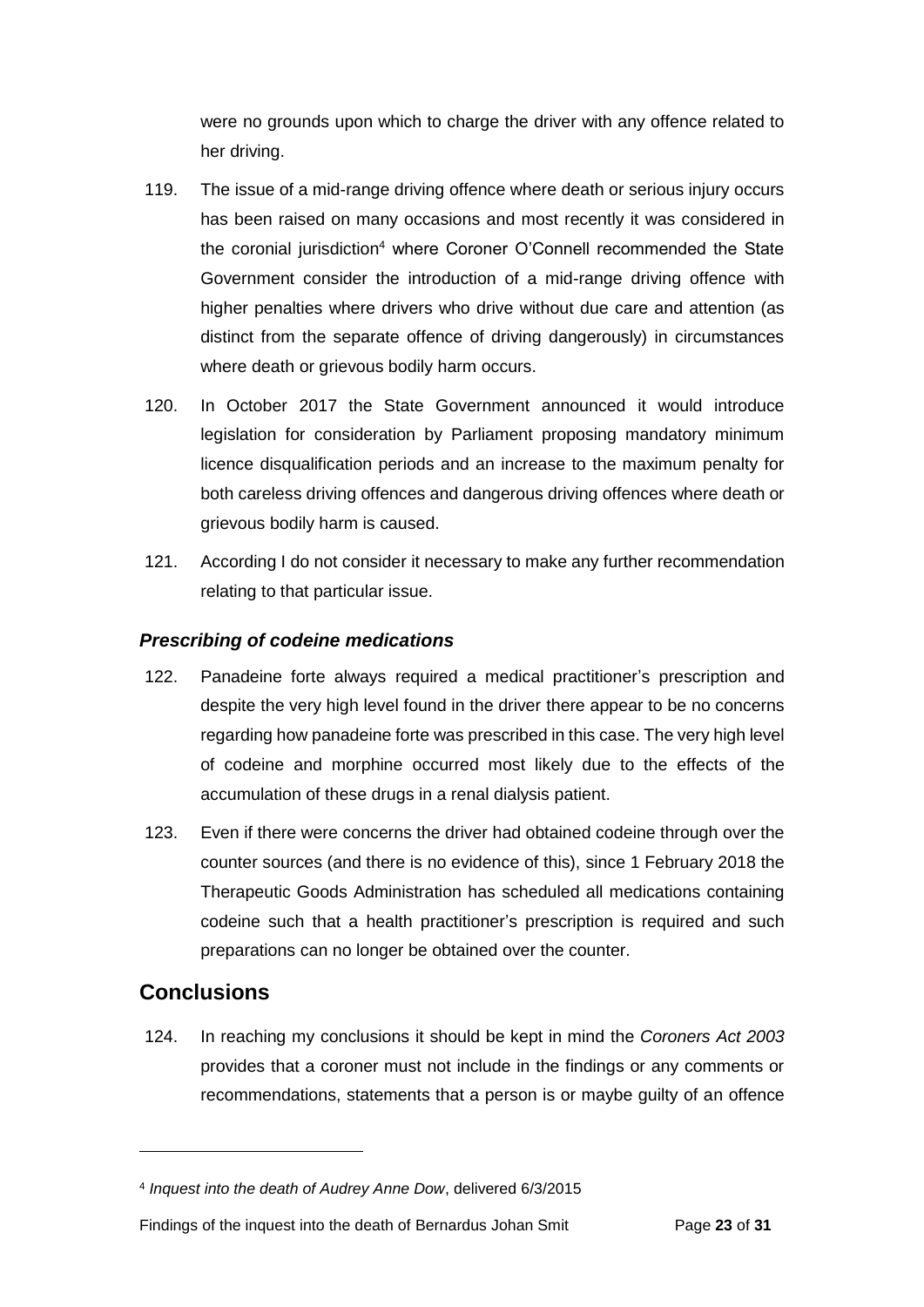were no grounds upon which to charge the driver with any offence related to her driving.

119. The issue of a mid-range driving offence where death or serious injury occurs has been raised on many occasions and most recently it was considered in the coronial jurisdiction[4] where Coroner O'Connell recommended the State Government consider the introduction of a mid-range driving offence with higher penalties where drivers who drive without due care and attention (as distinct from the separate offence of driving dangerously) in circumstances where death or grievous bodily harm occurs.

120. In October 2017 the State Government announced it would introduce legislation for consideration by Parliament proposing mandatory minimum licence disqualification periods and an increase to the maximum penalty for both careless driving offences and dangerous driving offences where death or grievous bodily harm is caused.

121. According I do not consider it necessary to make any further recommendation relating to that particular issue.

### *Prescribing of codeine medications*

122. Panadeine forte always required a medical practitioner's prescription and despite the very high level found in the driver there appear to be no concerns regarding how panadeine forte was prescribed in this case. The very high level of codeine and morphine occurred most likely due to the effects of the accumulation of these drugs in a renal dialysis patient.

123. Even if there were concerns the driver had obtained codeine through over the counter sources (and there is no evidence of this), since 1 February 2018 the Therapeutic Goods Administration has scheduled all medications containing codeine such that a health practitioner's prescription is required and such preparations can no longer be obtained over the counter.

## Conclusions

124. In reaching my conclusions it should be kept in mind the *Coroners Act 2003* provides that a coroner must not include in the findings or any comments or recommendations, statements that a person is or maybe guilty of an offence

---

[4] *Inquest into the death of Audrey Anne Dow*, delivered 6/3/2015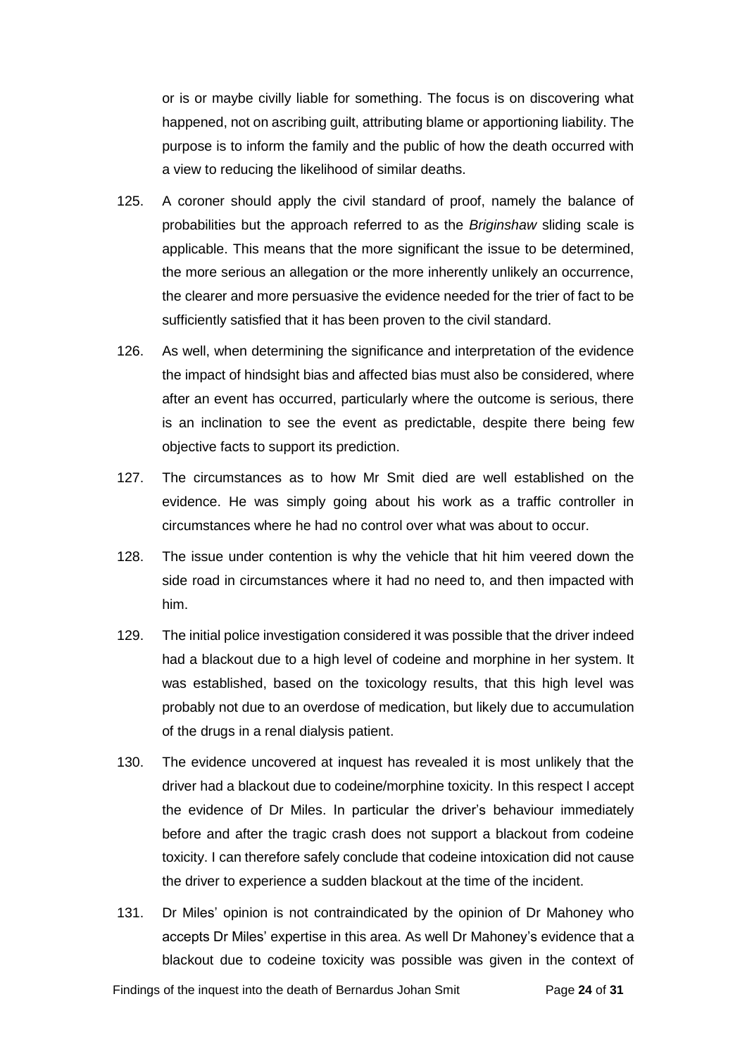or is or maybe civilly liable for something. The focus is on discovering what happened, not on ascribing guilt, attributing blame or apportioning liability. The purpose is to inform the family and the public of how the death occurred with a view to reducing the likelihood of similar deaths.

125. A coroner should apply the civil standard of proof, namely the balance of probabilities but the approach referred to as the *Briginshaw* sliding scale is applicable. This means that the more significant the issue to be determined, the more serious an allegation or the more inherently unlikely an occurrence, the clearer and more persuasive the evidence needed for the trier of fact to be sufficiently satisfied that it has been proven to the civil standard.

126. As well, when determining the significance and interpretation of the evidence the impact of hindsight bias and affected bias must also be considered, where after an event has occurred, particularly where the outcome is serious, there is an inclination to see the event as predictable, despite there being few objective facts to support its prediction.

127. The circumstances as to how Mr Smit died are well established on the evidence. He was simply going about his work as a traffic controller in circumstances where he had no control over what was about to occur.

128. The issue under contention is why the vehicle that hit him veered down the side road in circumstances where it had no need to, and then impacted with him.

129. The initial police investigation considered it was possible that the driver indeed had a blackout due to a high level of codeine and morphine in her system. It was established, based on the toxicology results, that this high level was probably not due to an overdose of medication, but likely due to accumulation of the drugs in a renal dialysis patient.

130. The evidence uncovered at inquest has revealed it is most unlikely that the driver had a blackout due to codeine/morphine toxicity. In this respect I accept the evidence of Dr Miles. In particular the driver's behaviour immediately before and after the tragic crash does not support a blackout from codeine toxicity. I can therefore safely conclude that codeine intoxication did not cause the driver to experience a sudden blackout at the time of the incident.

131. Dr Miles' opinion is not contraindicated by the opinion of Dr Mahoney who accepts Dr Miles' expertise in this area. As well Dr Mahoney's evidence that a blackout due to codeine toxicity was possible was given in the context of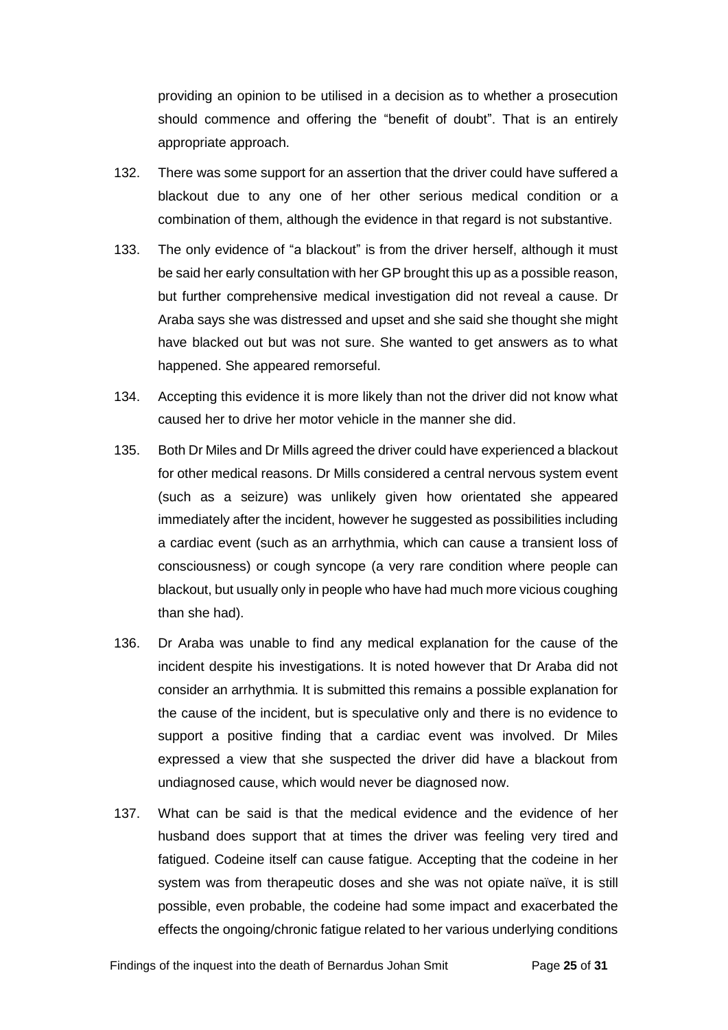providing an opinion to be utilised in a decision as to whether a prosecution should commence and offering the "benefit of doubt". That is an entirely appropriate approach.

132. There was some support for an assertion that the driver could have suffered a blackout due to any one of her other serious medical condition or a combination of them, although the evidence in that regard is not substantive.

133. The only evidence of "a blackout" is from the driver herself, although it must be said her early consultation with her GP brought this up as a possible reason, but further comprehensive medical investigation did not reveal a cause. Dr Araba says she was distressed and upset and she said she thought she might have blacked out but was not sure. She wanted to get answers as to what happened. She appeared remorseful.

134. Accepting this evidence it is more likely than not the driver did not know what caused her to drive her motor vehicle in the manner she did.

135. Both Dr Miles and Dr Mills agreed the driver could have experienced a blackout for other medical reasons. Dr Mills considered a central nervous system event (such as a seizure) was unlikely given how orientated she appeared immediately after the incident, however he suggested as possibilities including a cardiac event (such as an arrhythmia, which can cause a transient loss of consciousness) or cough syncope (a very rare condition where people can blackout, but usually only in people who have had much more vicious coughing than she had).

136. Dr Araba was unable to find any medical explanation for the cause of the incident despite his investigations. It is noted however that Dr Araba did not consider an arrhythmia. It is submitted this remains a possible explanation for the cause of the incident, but is speculative only and there is no evidence to support a positive finding that a cardiac event was involved. Dr Miles expressed a view that she suspected the driver did have a blackout from undiagnosed cause, which would never be diagnosed now.

137. What can be said is that the medical evidence and the evidence of her husband does support that at times the driver was feeling very tired and fatigued. Codeine itself can cause fatigue. Accepting that the codeine in her system was from therapeutic doses and she was not opiate naïve, it is still possible, even probable, the codeine had some impact and exacerbated the effects the ongoing/chronic fatigue related to her various underlying conditions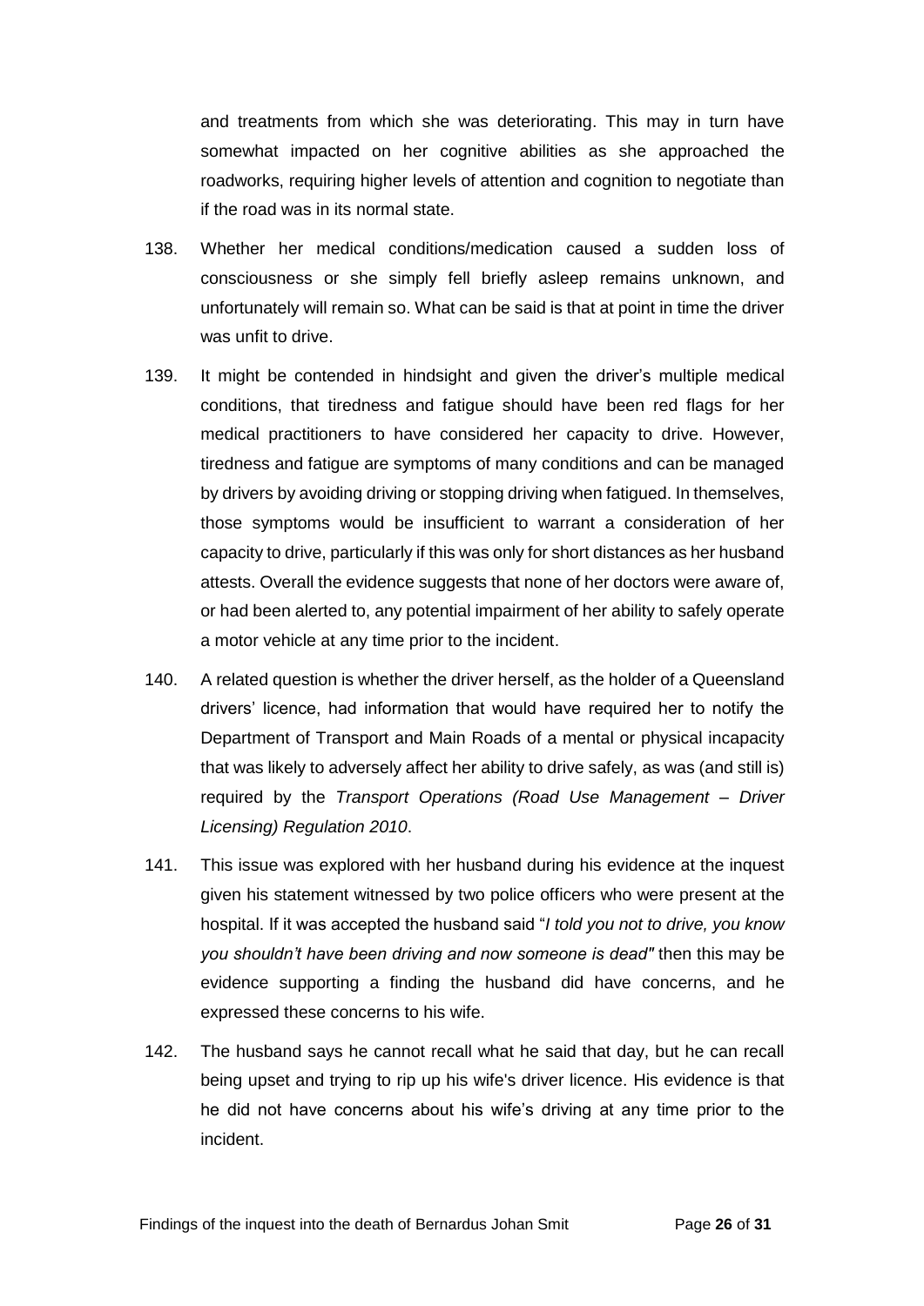and treatments from which she was deteriorating. This may in turn have somewhat impacted on her cognitive abilities as she approached the roadworks, requiring higher levels of attention and cognition to negotiate than if the road was in its normal state.

138. Whether her medical conditions/medication caused a sudden loss of consciousness or she simply fell briefly asleep remains unknown, and unfortunately will remain so. What can be said is that at point in time the driver was unfit to drive.

139. It might be contended in hindsight and given the driver's multiple medical conditions, that tiredness and fatigue should have been red flags for her medical practitioners to have considered her capacity to drive. However, tiredness and fatigue are symptoms of many conditions and can be managed by drivers by avoiding driving or stopping driving when fatigued. In themselves, those symptoms would be insufficient to warrant a consideration of her capacity to drive, particularly if this was only for short distances as her husband attests. Overall the evidence suggests that none of her doctors were aware of, or had been alerted to, any potential impairment of her ability to safely operate a motor vehicle at any time prior to the incident.

140. A related question is whether the driver herself, as the holder of a Queensland drivers' licence, had information that would have required her to notify the Department of Transport and Main Roads of a mental or physical incapacity that was likely to adversely affect her ability to drive safely, as was (and still is) required by the *Transport Operations (Road Use Management – Driver Licensing) Regulation 2010*.

141. This issue was explored with her husband during his evidence at the inquest given his statement witnessed by two police officers who were present at the hospital. If it was accepted the husband said "*I told you not to drive, you know you shouldn't have been driving and now someone is dead"* then this may be evidence supporting a finding the husband did have concerns, and he expressed these concerns to his wife.

142. The husband says he cannot recall what he said that day, but he can recall being upset and trying to rip up his wife's driver licence. His evidence is that he did not have concerns about his wife's driving at any time prior to the incident.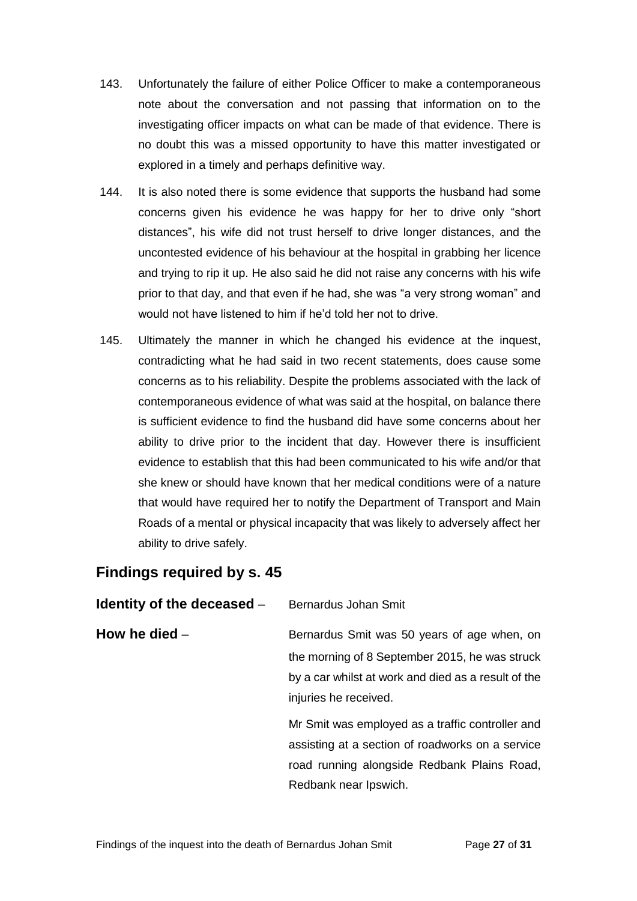143. Unfortunately the failure of either Police Officer to make a contemporaneous note about the conversation and not passing that information on to the investigating officer impacts on what can be made of that evidence. There is no doubt this was a missed opportunity to have this matter investigated or explored in a timely and perhaps definitive way.

144. It is also noted there is some evidence that supports the husband had some concerns given his evidence he was happy for her to drive only "short distances", his wife did not trust herself to drive longer distances, and the uncontested evidence of his behaviour at the hospital in grabbing her licence and trying to rip it up. He also said he did not raise any concerns with his wife prior to that day, and that even if he had, she was "a very strong woman" and would not have listened to him if he'd told her not to drive.

145. Ultimately the manner in which he changed his evidence at the inquest, contradicting what he had said in two recent statements, does cause some concerns as to his reliability. Despite the problems associated with the lack of contemporaneous evidence of what was said at the hospital, on balance there is sufficient evidence to find the husband did have some concerns about her ability to drive prior to the incident that day. However there is insufficient evidence to establish that this had been communicated to his wife and/or that she knew or should have known that her medical conditions were of a nature that would have required her to notify the Department of Transport and Main Roads of a mental or physical incapacity that was likely to adversely affect her ability to drive safely.

## Findings required by s. 45

**Identity of the deceased** – Bernardus Johan Smit

**How he died** – Bernardus Smit was 50 years of age when, on the morning of 8 September 2015, he was struck by a car whilst at work and died as a result of the injuries he received.

Mr Smit was employed as a traffic controller and assisting at a section of roadworks on a service road running alongside Redbank Plains Road, Redbank near Ipswich.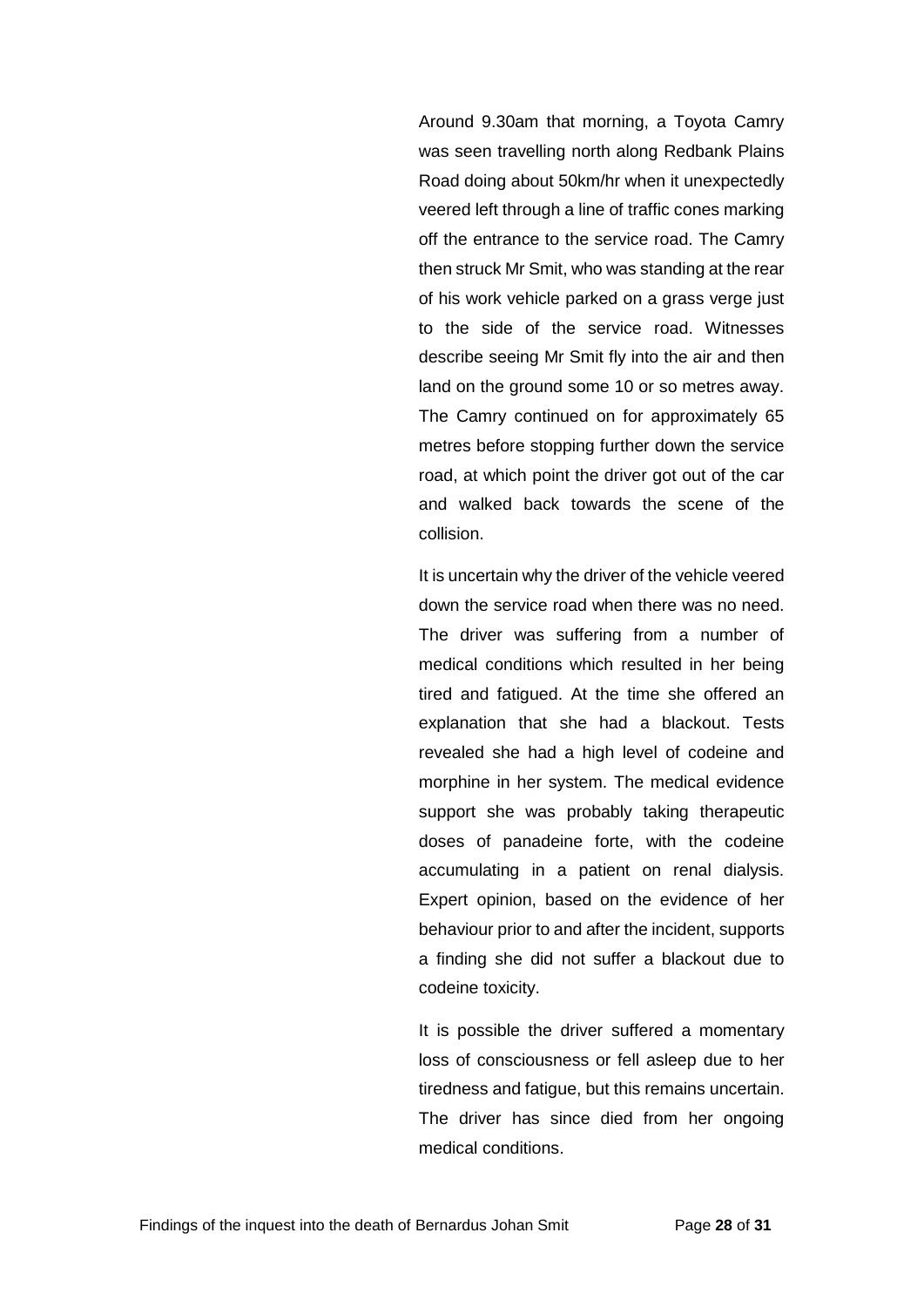Around 9.30am that morning, a Toyota Camry was seen travelling north along Redbank Plains Road doing about 50km/hr when it unexpectedly veered left through a line of traffic cones marking off the entrance to the service road. The Camry then struck Mr Smit, who was standing at the rear of his work vehicle parked on a grass verge just to the side of the service road. Witnesses describe seeing Mr Smit fly into the air and then land on the ground some 10 or so metres away. The Camry continued on for approximately 65 metres before stopping further down the service road, at which point the driver got out of the car and walked back towards the scene of the collision.

It is uncertain why the driver of the vehicle veered down the service road when there was no need. The driver was suffering from a number of medical conditions which resulted in her being tired and fatigued. At the time she offered an explanation that she had a blackout. Tests revealed she had a high level of codeine and morphine in her system. The medical evidence support she was probably taking therapeutic doses of panadeine forte, with the codeine accumulating in a patient on renal dialysis. Expert opinion, based on the evidence of her behaviour prior to and after the incident, supports a finding she did not suffer a blackout due to codeine toxicity.

It is possible the driver suffered a momentary loss of consciousness or fell asleep due to her tiredness and fatigue, but this remains uncertain. The driver has since died from her ongoing medical conditions.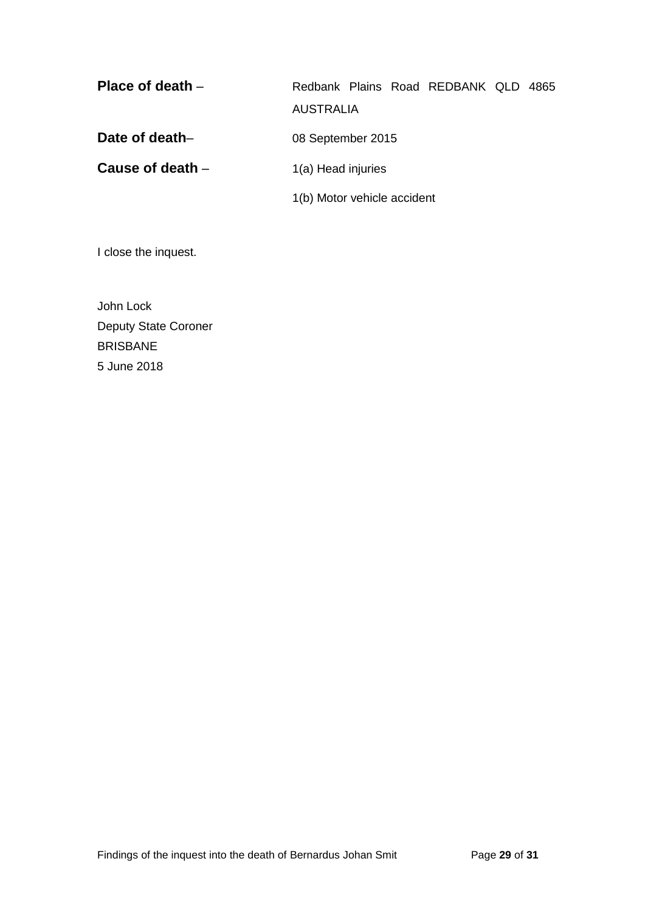| | |
|---|---|
| **Place of death** – | Redbank Plains Road REDBANK QLD 4865 AUSTRALIA |
| **Date of death**– | 08 September 2015 |
| **Cause of death** – | 1(a) Head injuries<br>1(b) Motor vehicle accident |

I close the inquest.

John Lock
Deputy State Coroner
BRISBANE
5 June 2018